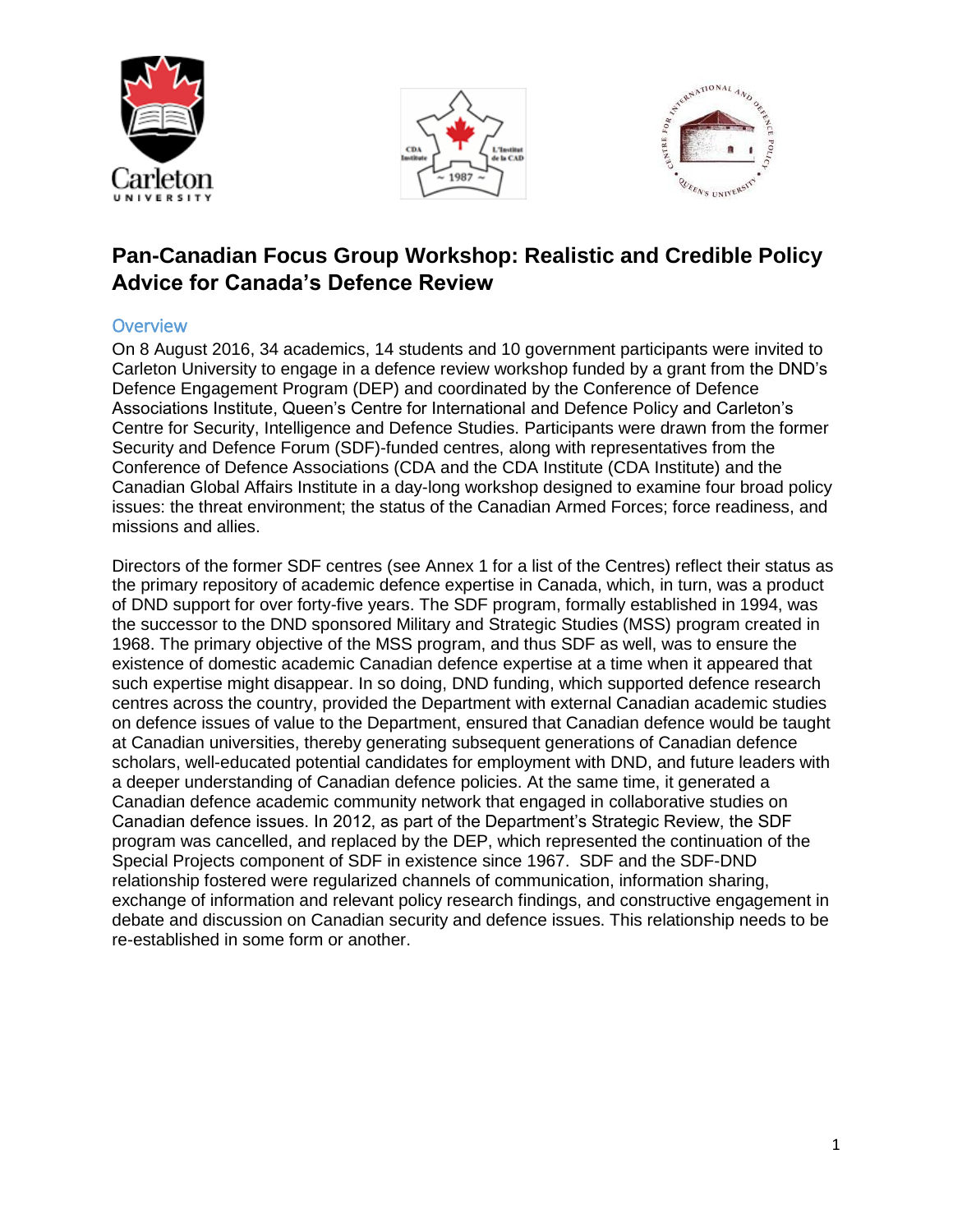# Pan-Canadian Focus Group Workshop: Realistic and Credible Policy Advice for Canada's Defence Review

## Overview

On 8 August 2016, 34 academics, 14 students and 10 government participants were invited to Carleton University to engage in a defence review workshop funded by a grant from the DND's Defence Engagement Program (DEP) and coordinated by the Conference of Defence Associations Institute, Queen's Centre for International and Defence Policy and Carleton's Centre for Security, Intelligence and Defence Studies. Participants were drawn from the former Security and Defence Forum (SDF)-funded centres, along with representatives from the Conference of Defence Associations (CDA and the CDA Institute (CDA Institute) and the Canadian Global Affairs Institute in a day-long workshop designed to examine four broad policy issues: the threat environment; the status of the Canadian Armed Forces; force readiness, and missions and allies.

Directors of the former SDF centres (see Annex 1 for a list of the Centres) reflect their status as the primary repository of academic defence expertise in Canada, which, in turn, was a product of DND support for over forty-five years. The SDF program, formally established in 1994, was the successor to the DND sponsored Military and Strategic Studies (MSS) program created in 1968. The primary objective of the MSS program, and thus SDF as well, was to ensure the existence of domestic academic Canadian defence expertise at a time when it appeared that such expertise might disappear. In so doing, DND funding, which supported defence research centres across the country, provided the Department with external Canadian academic studies on defence issues of value to the Department, ensured that Canadian defence would be taught at Canadian universities, thereby generating subsequent generations of Canadian defence scholars, well-educated potential candidates for employment with DND, and future leaders with a deeper understanding of Canadian defence policies. At the same time, it generated a Canadian defence academic community network that engaged in collaborative studies on Canadian defence issues. In 2012, as part of the Department's Strategic Review, the SDF program was cancelled, and replaced by the DEP, which represented the continuation of the Special Projects component of SDF in existence since 1967. SDF and the SDF-DND relationship fostered were regularized channels of communication, information sharing, exchange of information and relevant policy research findings, and constructive engagement in debate and discussion on Canadian security and defence issues. This relationship needs to be re-established in some form or another.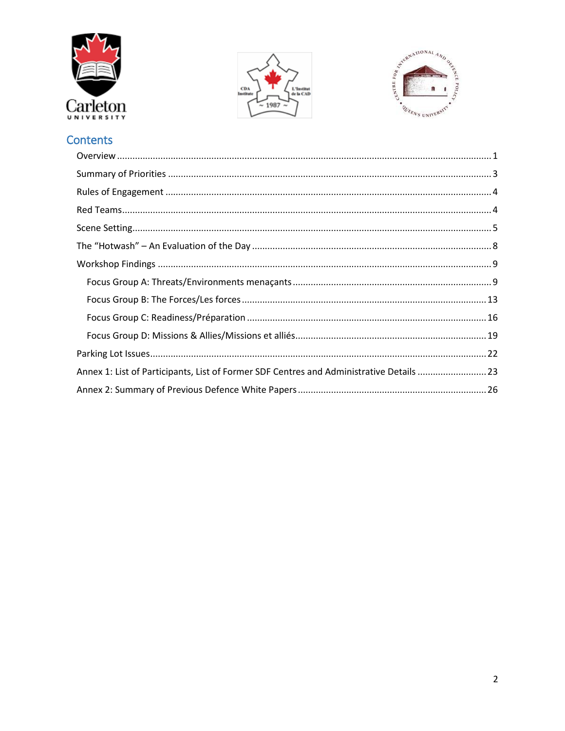# Contents

- Overview ............ 1
- Summary of Priorities ............ 3
- Rules of Engagement ............ 4
- Red Teams ............ 4
- Scene Setting ............ 5
- The "Hotwash" – An Evaluation of the Day ............ 8
- Workshop Findings ............ 9
  - Focus Group A: Threats/Environments menaçants ............ 9
  - Focus Group B: The Forces/Les forces ............ 13
  - Focus Group C: Readiness/Préparation ............ 16
  - Focus Group D: Missions & Allies/Missions et alliés ............ 19
- Parking Lot Issues ............ 22
- Annex 1: List of Participants, List of Former SDF Centres and Administrative Details ............ 23
- Annex 2: Summary of Previous Defence White Papers ............ 26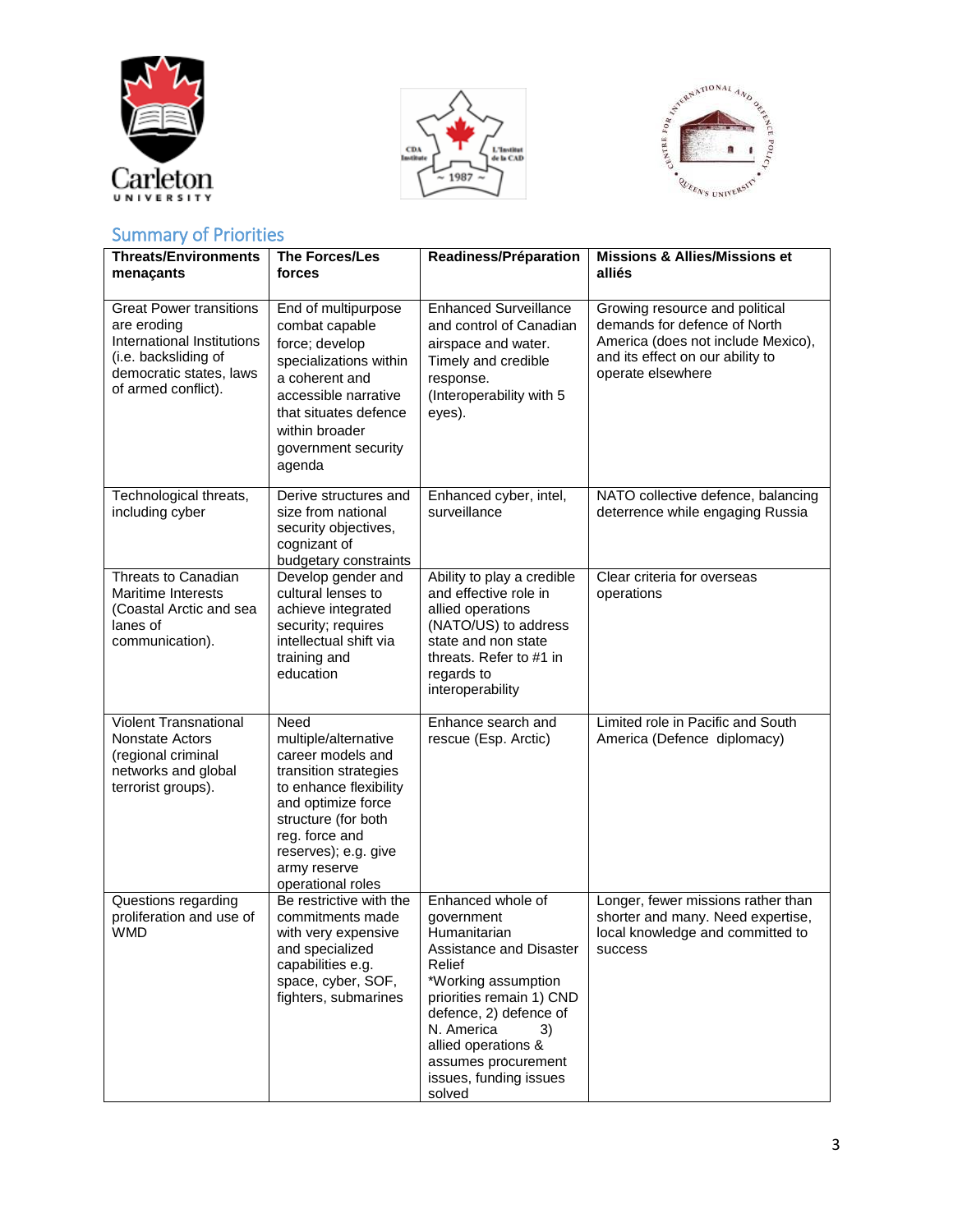## Summary of Priorities

| Threats/Environments menaçants | The Forces/Les forces | Readiness/Préparation | Missions & Allies/Missions et alliés |
|---|---|---|---|
| Great Power transitions are eroding International Institutions (i.e. backsliding of democratic states, laws of armed conflict). | End of multipurpose combat capable force; develop specializations within a coherent and accessible narrative that situates defence within broader government security agenda | Enhanced Surveillance and control of Canadian airspace and water. Timely and credible response. (Interoperability with 5 eyes). | Growing resource and political demands for defence of North America (does not include Mexico), and its effect on our ability to operate elsewhere |
| Technological threats, including cyber | Derive structures and size from national security objectives, cognizant of budgetary constraints | Enhanced cyber, intel, surveillance | NATO collective defence, balancing deterrence while engaging Russia |
| Threats to Canadian Maritime Interests (Coastal Arctic and sea lanes of communication). | Develop gender and cultural lenses to achieve integrated security; requires intellectual shift via training and education | Ability to play a credible and effective role in allied operations (NATO/US) to address state and non state threats. Refer to #1 in regards to interoperability | Clear criteria for overseas operations |
| Violent Transnational Nonstate Actors (regional criminal networks and global terrorist groups). | Need multiple/alternative career models and transition strategies to enhance flexibility and optimize force structure (for both reg. force and reserves); e.g. give army reserve operational roles | Enhance search and rescue (Esp. Arctic) | Limited role in Pacific and South America (Defence diplomacy) |
| Questions regarding proliferation and use of WMD | Be restrictive with the commitments made with very expensive and specialized capabilities e.g. space, cyber, SOF, fighters, submarines | Enhanced whole of government Humanitarian Assistance and Disaster Relief *Working assumption priorities remain 1) CND defence, 2) defence of N. America 3) allied operations & assumes procurement issues, funding issues solved | Longer, fewer missions rather than shorter and many. Need expertise, local knowledge and committed to success |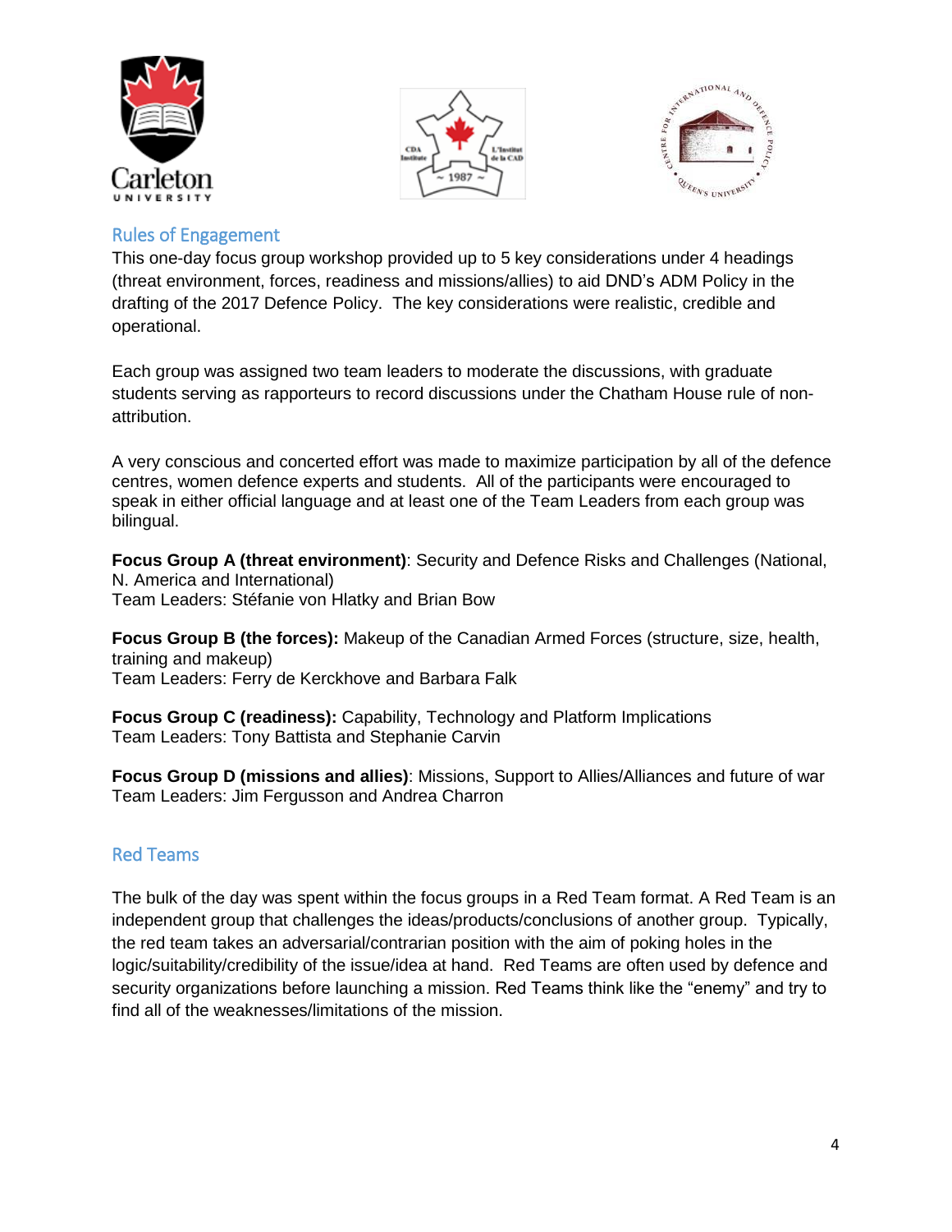## Rules of Engagement

This one-day focus group workshop provided up to 5 key considerations under 4 headings (threat environment, forces, readiness and missions/allies) to aid DND's ADM Policy in the drafting of the 2017 Defence Policy. The key considerations were realistic, credible and operational.

Each group was assigned two team leaders to moderate the discussions, with graduate students serving as rapporteurs to record discussions under the Chatham House rule of non-attribution.

A very conscious and concerted effort was made to maximize participation by all of the defence centres, women defence experts and students. All of the participants were encouraged to speak in either official language and at least one of the Team Leaders from each group was bilingual.

**Focus Group A (threat environment)**: Security and Defence Risks and Challenges (National, N. America and International)
Team Leaders: Stéfanie von Hlatky and Brian Bow

**Focus Group B (the forces):** Makeup of the Canadian Armed Forces (structure, size, health, training and makeup)
Team Leaders: Ferry de Kerckhove and Barbara Falk

**Focus Group C (readiness):** Capability, Technology and Platform Implications
Team Leaders: Tony Battista and Stephanie Carvin

**Focus Group D (missions and allies)**: Missions, Support to Allies/Alliances and future of war
Team Leaders: Jim Fergusson and Andrea Charron

## Red Teams

The bulk of the day was spent within the focus groups in a Red Team format. A Red Team is an independent group that challenges the ideas/products/conclusions of another group. Typically, the red team takes an adversarial/contrarian position with the aim of poking holes in the logic/suitability/credibility of the issue/idea at hand. Red Teams are often used by defence and security organizations before launching a mission. Red Teams think like the "enemy" and try to find all of the weaknesses/limitations of the mission.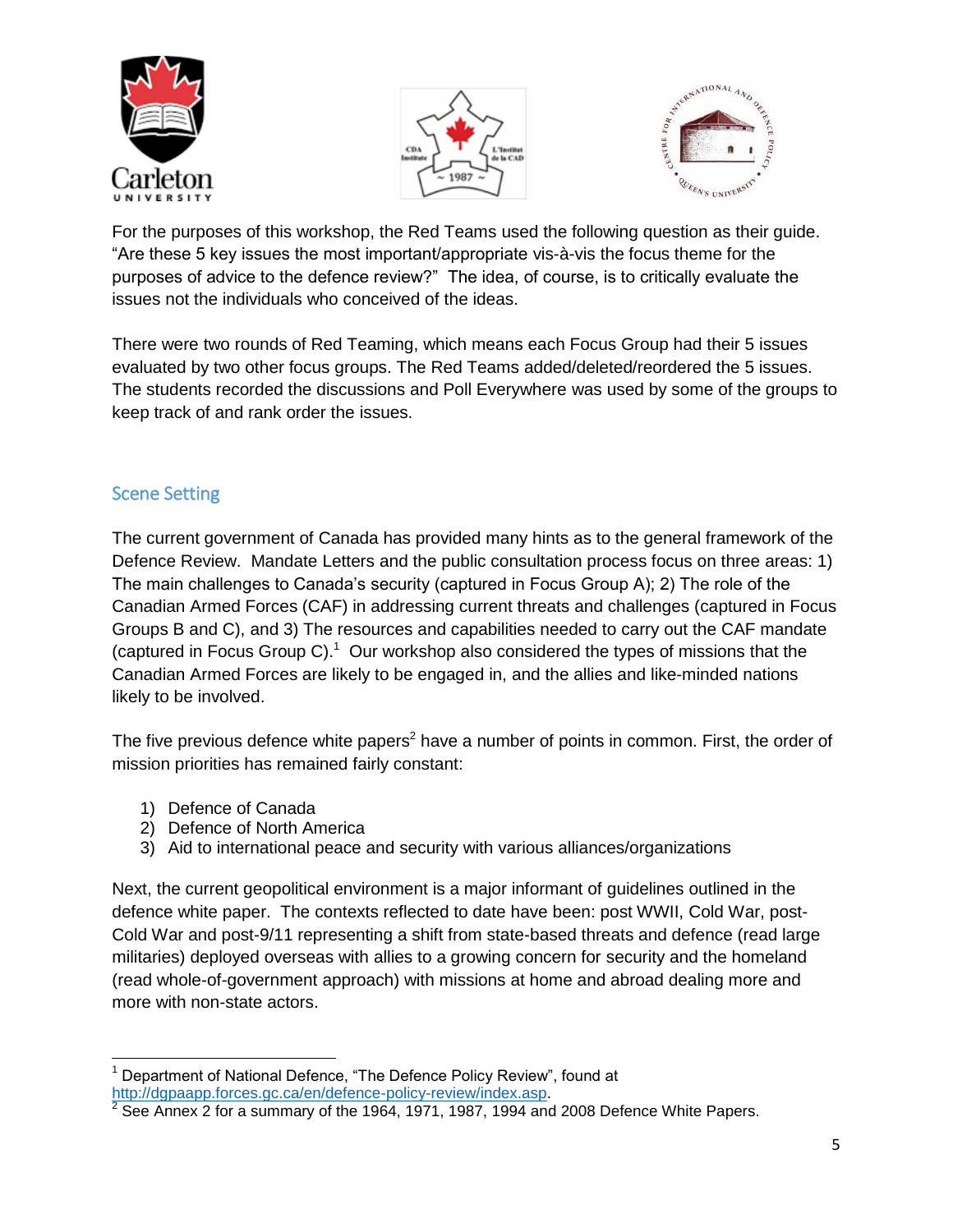For the purposes of this workshop, the Red Teams used the following question as their guide. "Are these 5 key issues the most important/appropriate vis-à-vis the focus theme for the purposes of advice to the defence review?" The idea, of course, is to critically evaluate the issues not the individuals who conceived of the ideas.

There were two rounds of Red Teaming, which means each Focus Group had their 5 issues evaluated by two other focus groups. The Red Teams added/deleted/reordered the 5 issues. The students recorded the discussions and Poll Everywhere was used by some of the groups to keep track of and rank order the issues.

## Scene Setting

The current government of Canada has provided many hints as to the general framework of the Defence Review. Mandate Letters and the public consultation process focus on three areas: 1) The main challenges to Canada's security (captured in Focus Group A); 2) The role of the Canadian Armed Forces (CAF) in addressing current threats and challenges (captured in Focus Groups B and C), and 3) The resources and capabilities needed to carry out the CAF mandate (captured in Focus Group C).[1] Our workshop also considered the types of missions that the Canadian Armed Forces are likely to be engaged in, and the allies and like-minded nations likely to be involved.

The five previous defence white papers[2] have a number of points in common. First, the order of mission priorities has remained fairly constant:

1) Defence of Canada
2) Defence of North America
3) Aid to international peace and security with various alliances/organizations

Next, the current geopolitical environment is a major informant of guidelines outlined in the defence white paper. The contexts reflected to date have been: post WWII, Cold War, post-Cold War and post-9/11 representing a shift from state-based threats and defence (read large militaries) deployed overseas with allies to a growing concern for security and the homeland (read whole-of-government approach) with missions at home and abroad dealing more and more with non-state actors.

---

[1] Department of National Defence, "The Defence Policy Review", found at http://dgpaapp.forces.gc.ca/en/defence-policy-review/index.asp.

[2] See Annex 2 for a summary of the 1964, 1971, 1987, 1994 and 2008 Defence White Papers.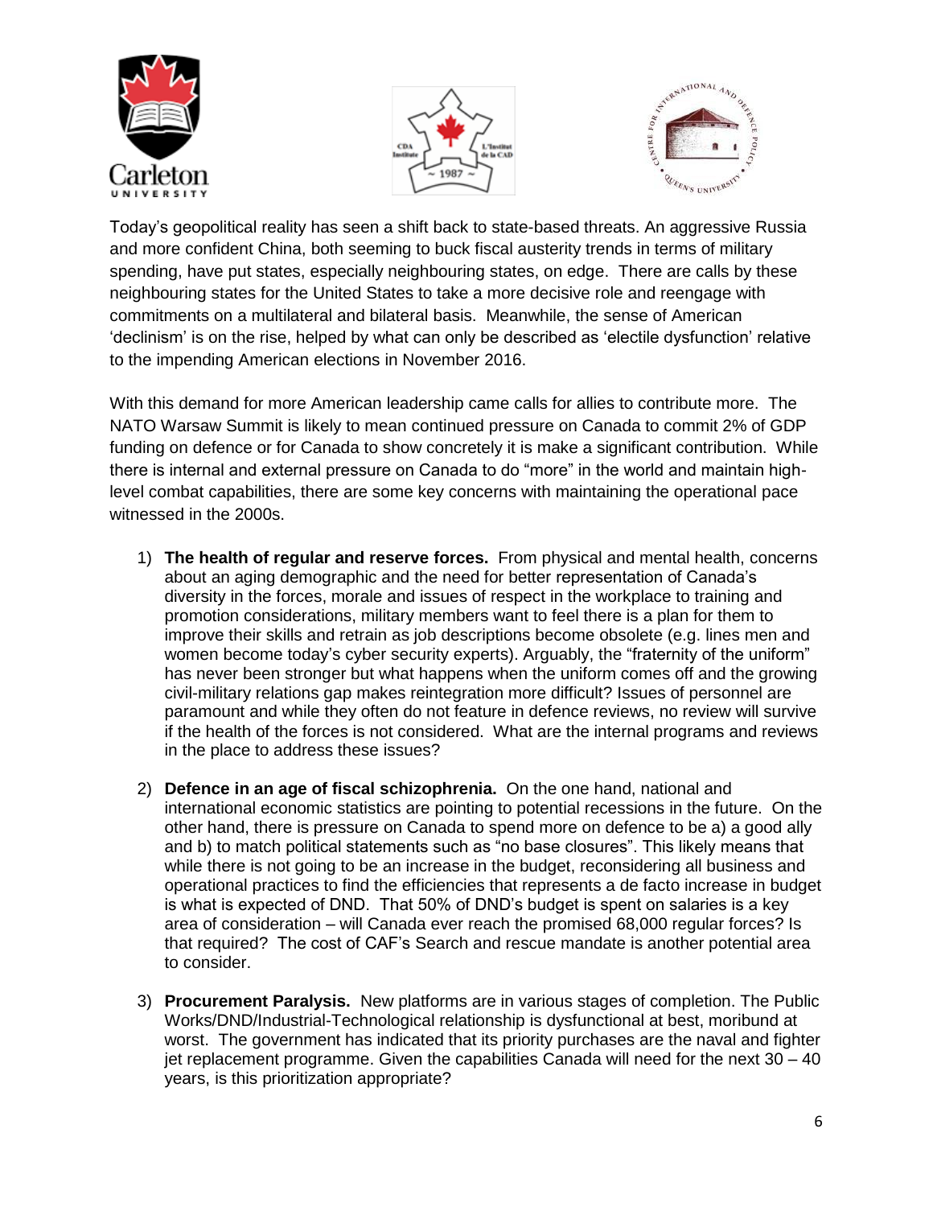Today's geopolitical reality has seen a shift back to state-based threats. An aggressive Russia and more confident China, both seeming to buck fiscal austerity trends in terms of military spending, have put states, especially neighbouring states, on edge. There are calls by these neighbouring states for the United States to take a more decisive role and reengage with commitments on a multilateral and bilateral basis. Meanwhile, the sense of American 'declinism' is on the rise, helped by what can only be described as 'electile dysfunction' relative to the impending American elections in November 2016.

With this demand for more American leadership came calls for allies to contribute more. The NATO Warsaw Summit is likely to mean continued pressure on Canada to commit 2% of GDP funding on defence or for Canada to show concretely it is make a significant contribution. While there is internal and external pressure on Canada to do "more" in the world and maintain high-level combat capabilities, there are some key concerns with maintaining the operational pace witnessed in the 2000s.

1) **The health of regular and reserve forces.** From physical and mental health, concerns about an aging demographic and the need for better representation of Canada's diversity in the forces, morale and issues of respect in the workplace to training and promotion considerations, military members want to feel there is a plan for them to improve their skills and retrain as job descriptions become obsolete (e.g. lines men and women become today's cyber security experts). Arguably, the "fraternity of the uniform" has never been stronger but what happens when the uniform comes off and the growing civil-military relations gap makes reintegration more difficult? Issues of personnel are paramount and while they often do not feature in defence reviews, no review will survive if the health of the forces is not considered. What are the internal programs and reviews in the place to address these issues?

2) **Defence in an age of fiscal schizophrenia.** On the one hand, national and international economic statistics are pointing to potential recessions in the future. On the other hand, there is pressure on Canada to spend more on defence to be a) a good ally and b) to match political statements such as "no base closures". This likely means that while there is not going to be an increase in the budget, reconsidering all business and operational practices to find the efficiencies that represents a de facto increase in budget is what is expected of DND. That 50% of DND's budget is spent on salaries is a key area of consideration – will Canada ever reach the promised 68,000 regular forces? Is that required? The cost of CAF's Search and rescue mandate is another potential area to consider.

3) **Procurement Paralysis.** New platforms are in various stages of completion. The Public Works/DND/Industrial-Technological relationship is dysfunctional at best, moribund at worst. The government has indicated that its priority purchases are the naval and fighter jet replacement programme. Given the capabilities Canada will need for the next 30 – 40 years, is this prioritization appropriate?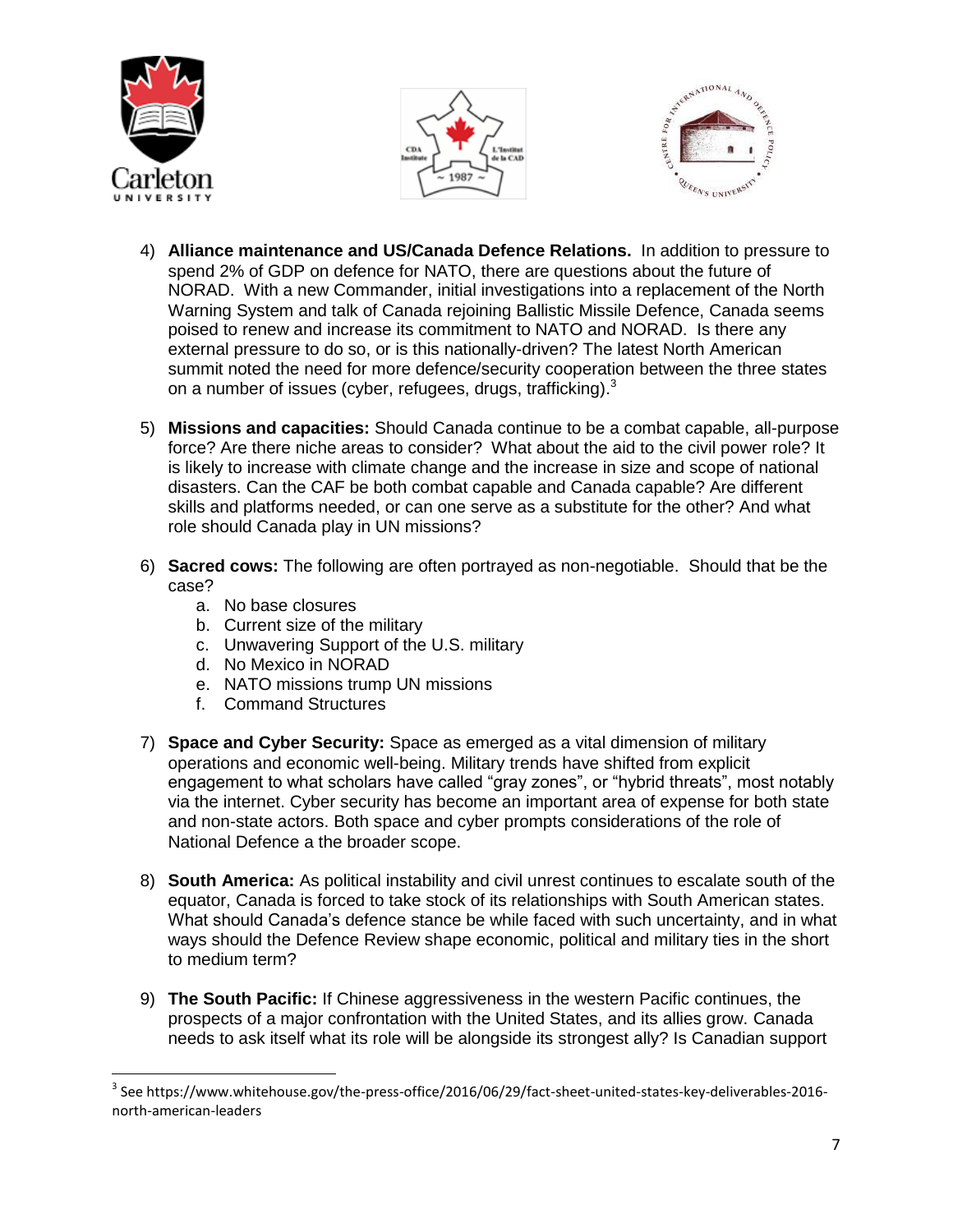4) **Alliance maintenance and US/Canada Defence Relations.** In addition to pressure to spend 2% of GDP on defence for NATO, there are questions about the future of NORAD. With a new Commander, initial investigations into a replacement of the North Warning System and talk of Canada rejoining Ballistic Missile Defence, Canada seems poised to renew and increase its commitment to NATO and NORAD. Is there any external pressure to do so, or is this nationally-driven? The latest North American summit noted the need for more defence/security cooperation between the three states on a number of issues (cyber, refugees, drugs, trafficking).[3]

5) **Missions and capacities:** Should Canada continue to be a combat capable, all-purpose force? Are there niche areas to consider? What about the aid to the civil power role? It is likely to increase with climate change and the increase in size and scope of national disasters. Can the CAF be both combat capable and Canada capable? Are different skills and platforms needed, or can one serve as a substitute for the other? And what role should Canada play in UN missions?

6) **Sacred cows:** The following are often portrayed as non-negotiable. Should that be the case?
   a. No base closures
   b. Current size of the military
   c. Unwavering Support of the U.S. military
   d. No Mexico in NORAD
   e. NATO missions trump UN missions
   f. Command Structures

7) **Space and Cyber Security:** Space as emerged as a vital dimension of military operations and economic well-being. Military trends have shifted from explicit engagement to what scholars have called "gray zones", or "hybrid threats", most notably via the internet. Cyber security has become an important area of expense for both state and non-state actors. Both space and cyber prompts considerations of the role of National Defence a the broader scope.

8) **South America:** As political instability and civil unrest continues to escalate south of the equator, Canada is forced to take stock of its relationships with South American states. What should Canada's defence stance be while faced with such uncertainty, and in what ways should the Defence Review shape economic, political and military ties in the short to medium term?

9) **The South Pacific:** If Chinese aggressiveness in the western Pacific continues, the prospects of a major confrontation with the United States, and its allies grow. Canada needs to ask itself what its role will be alongside its strongest ally? Is Canadian support

---

[3] See https://www.whitehouse.gov/the-press-office/2016/06/29/fact-sheet-united-states-key-deliverables-2016-north-american-leaders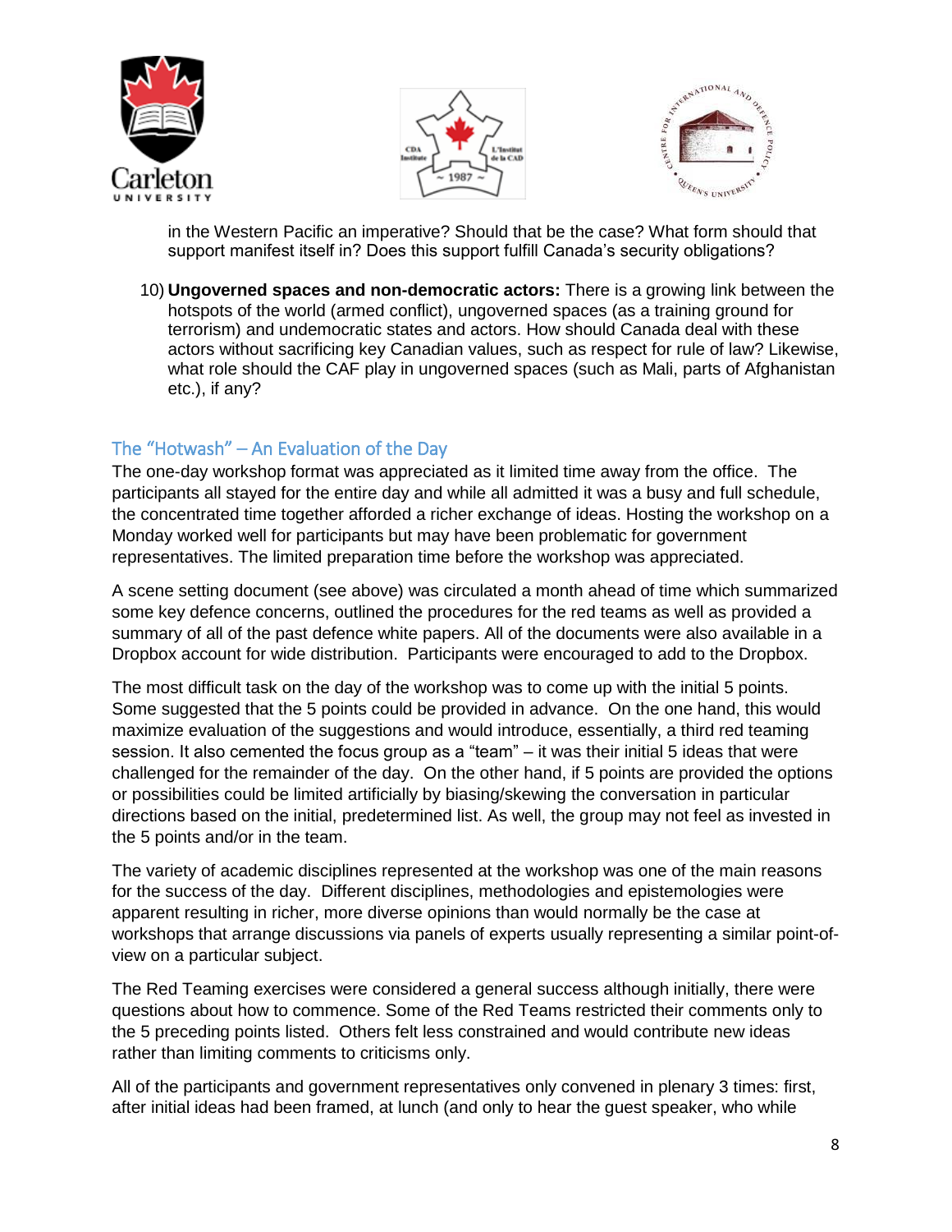in the Western Pacific an imperative? Should that be the case? What form should that support manifest itself in? Does this support fulfill Canada's security obligations?

10) **Ungoverned spaces and non-democratic actors:** There is a growing link between the hotspots of the world (armed conflict), ungoverned spaces (as a training ground for terrorism) and undemocratic states and actors. How should Canada deal with these actors without sacrificing key Canadian values, such as respect for rule of law? Likewise, what role should the CAF play in ungoverned spaces (such as Mali, parts of Afghanistan etc.), if any?

## The "Hotwash" – An Evaluation of the Day

The one-day workshop format was appreciated as it limited time away from the office. The participants all stayed for the entire day and while all admitted it was a busy and full schedule, the concentrated time together afforded a richer exchange of ideas. Hosting the workshop on a Monday worked well for participants but may have been problematic for government representatives. The limited preparation time before the workshop was appreciated.

A scene setting document (see above) was circulated a month ahead of time which summarized some key defence concerns, outlined the procedures for the red teams as well as provided a summary of all of the past defence white papers. All of the documents were also available in a Dropbox account for wide distribution. Participants were encouraged to add to the Dropbox.

The most difficult task on the day of the workshop was to come up with the initial 5 points. Some suggested that the 5 points could be provided in advance. On the one hand, this would maximize evaluation of the suggestions and would introduce, essentially, a third red teaming session. It also cemented the focus group as a "team" – it was their initial 5 ideas that were challenged for the remainder of the day. On the other hand, if 5 points are provided the options or possibilities could be limited artificially by biasing/skewing the conversation in particular directions based on the initial, predetermined list. As well, the group may not feel as invested in the 5 points and/or in the team.

The variety of academic disciplines represented at the workshop was one of the main reasons for the success of the day. Different disciplines, methodologies and epistemologies were apparent resulting in richer, more diverse opinions than would normally be the case at workshops that arrange discussions via panels of experts usually representing a similar point-of-view on a particular subject.

The Red Teaming exercises were considered a general success although initially, there were questions about how to commence. Some of the Red Teams restricted their comments only to the 5 preceding points listed. Others felt less constrained and would contribute new ideas rather than limiting comments to criticisms only.

All of the participants and government representatives only convened in plenary 3 times: first, after initial ideas had been framed, at lunch (and only to hear the guest speaker, who while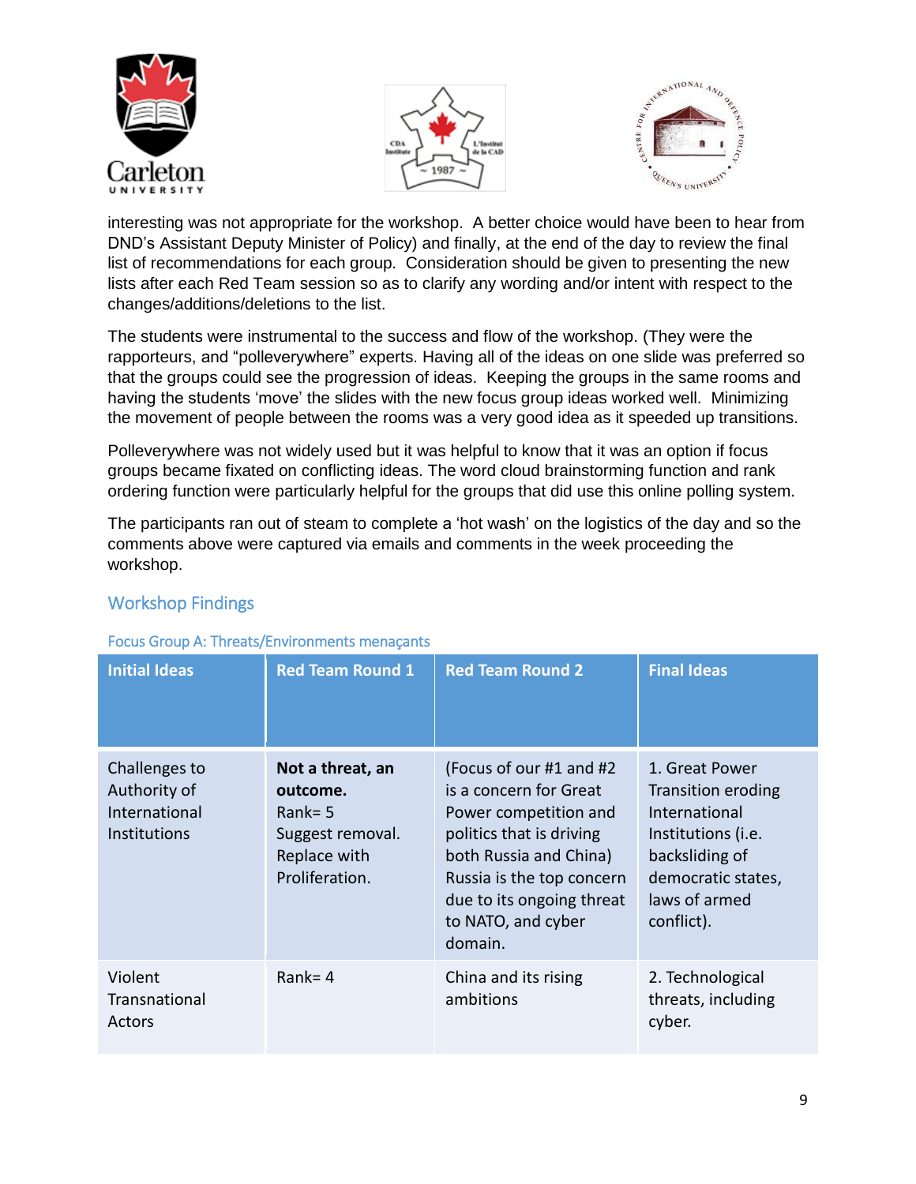interesting was not appropriate for the workshop. A better choice would have been to hear from DND's Assistant Deputy Minister of Policy) and finally, at the end of the day to review the final list of recommendations for each group. Consideration should be given to presenting the new lists after each Red Team session so as to clarify any wording and/or intent with respect to the changes/additions/deletions to the list.

The students were instrumental to the success and flow of the workshop. (They were the rapporteurs, and "polleverywhere" experts. Having all of the ideas on one slide was preferred so that the groups could see the progression of ideas. Keeping the groups in the same rooms and having the students 'move' the slides with the new focus group ideas worked well. Minimizing the movement of people between the rooms was a very good idea as it speeded up transitions.

Polleverywhere was not widely used but it was helpful to know that it was an option if focus groups became fixated on conflicting ideas. The word cloud brainstorming function and rank ordering function were particularly helpful for the groups that did use this online polling system.

The participants ran out of steam to complete a 'hot wash' on the logistics of the day and so the comments above were captured via emails and comments in the week proceeding the workshop.

## Workshop Findings

### Focus Group A: Threats/Environments menaçants

| Initial Ideas | Red Team Round 1 | Red Team Round 2 | Final Ideas |
|---|---|---|---|
| Challenges to Authority of International Institutions | **Not a threat, an outcome.** Rank= 5 Suggest removal. Replace with Proliferation. | (Focus of our #1 and #2 is a concern for Great Power competition and politics that is driving both Russia and China) Russia is the top concern due to its ongoing threat to NATO, and cyber domain. | 1. Great Power Transition eroding International Institutions (i.e. backsliding of democratic states, laws of armed conflict). |
| Violent Transnational Actors | Rank= 4 | China and its rising ambitions | 2. Technological threats, including cyber. |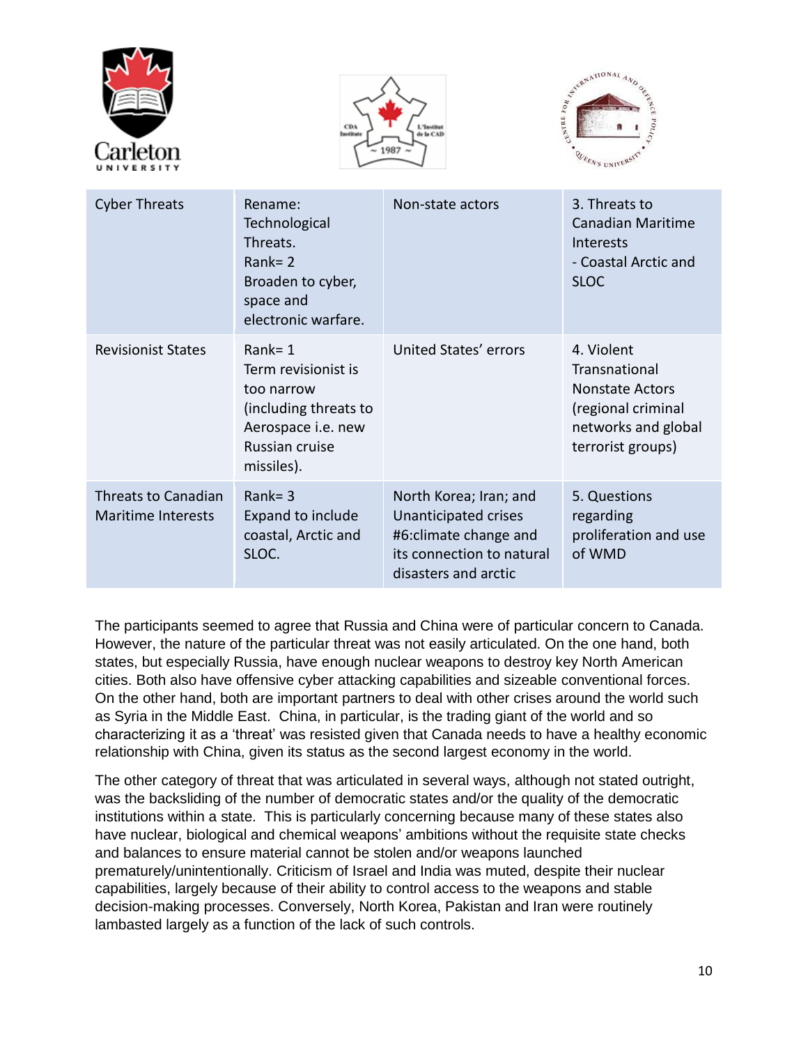| Cyber Threats | Rename: Technological Threats. Rank= 2 Broaden to cyber, space and electronic warfare. | Non-state actors | 3. Threats to Canadian Maritime Interests - Coastal Arctic and SLOC |
|---|---|---|---|
| Revisionist States | Rank= 1 Term revisionist is too narrow (including threats to Aerospace i.e. new Russian cruise missiles). | United States' errors | 4. Violent Transnational Nonstate Actors (regional criminal networks and global terrorist groups) |
| Threats to Canadian Maritime Interests | Rank= 3 Expand to include coastal, Arctic and SLOC. | North Korea; Iran; and Unanticipated crises #6:climate change and its connection to natural disasters and arctic | 5. Questions regarding proliferation and use of WMD |

The participants seemed to agree that Russia and China were of particular concern to Canada. However, the nature of the particular threat was not easily articulated. On the one hand, both states, but especially Russia, have enough nuclear weapons to destroy key North American cities. Both also have offensive cyber attacking capabilities and sizeable conventional forces. On the other hand, both are important partners to deal with other crises around the world such as Syria in the Middle East. China, in particular, is the trading giant of the world and so characterizing it as a 'threat' was resisted given that Canada needs to have a healthy economic relationship with China, given its status as the second largest economy in the world.

The other category of threat that was articulated in several ways, although not stated outright, was the backsliding of the number of democratic states and/or the quality of the democratic institutions within a state. This is particularly concerning because many of these states also have nuclear, biological and chemical weapons' ambitions without the requisite state checks and balances to ensure material cannot be stolen and/or weapons launched prematurely/unintentionally. Criticism of Israel and India was muted, despite their nuclear capabilities, largely because of their ability to control access to the weapons and stable decision-making processes. Conversely, North Korea, Pakistan and Iran were routinely lambasted largely as a function of the lack of such controls.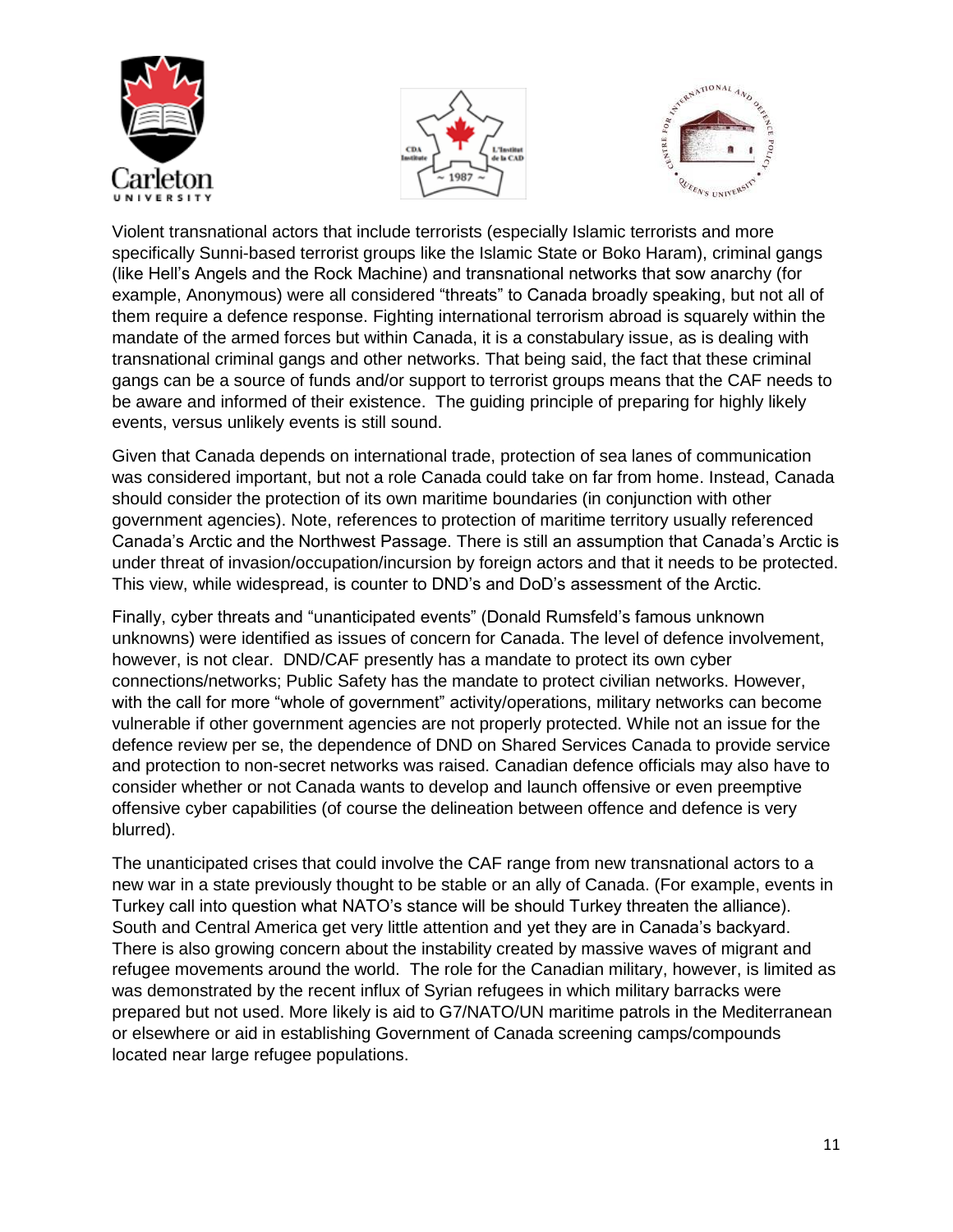Violent transnational actors that include terrorists (especially Islamic terrorists and more specifically Sunni-based terrorist groups like the Islamic State or Boko Haram), criminal gangs (like Hell's Angels and the Rock Machine) and transnational networks that sow anarchy (for example, Anonymous) were all considered "threats" to Canada broadly speaking, but not all of them require a defence response. Fighting international terrorism abroad is squarely within the mandate of the armed forces but within Canada, it is a constabulary issue, as is dealing with transnational criminal gangs and other networks. That being said, the fact that these criminal gangs can be a source of funds and/or support to terrorist groups means that the CAF needs to be aware and informed of their existence. The guiding principle of preparing for highly likely events, versus unlikely events is still sound.

Given that Canada depends on international trade, protection of sea lanes of communication was considered important, but not a role Canada could take on far from home. Instead, Canada should consider the protection of its own maritime boundaries (in conjunction with other government agencies). Note, references to protection of maritime territory usually referenced Canada's Arctic and the Northwest Passage. There is still an assumption that Canada's Arctic is under threat of invasion/occupation/incursion by foreign actors and that it needs to be protected. This view, while widespread, is counter to DND's and DoD's assessment of the Arctic.

Finally, cyber threats and "unanticipated events" (Donald Rumsfeld's famous unknown unknowns) were identified as issues of concern for Canada. The level of defence involvement, however, is not clear. DND/CAF presently has a mandate to protect its own cyber connections/networks; Public Safety has the mandate to protect civilian networks. However, with the call for more "whole of government" activity/operations, military networks can become vulnerable if other government agencies are not properly protected. While not an issue for the defence review per se, the dependence of DND on Shared Services Canada to provide service and protection to non-secret networks was raised. Canadian defence officials may also have to consider whether or not Canada wants to develop and launch offensive or even preemptive offensive cyber capabilities (of course the delineation between offence and defence is very blurred).

The unanticipated crises that could involve the CAF range from new transnational actors to a new war in a state previously thought to be stable or an ally of Canada. (For example, events in Turkey call into question what NATO's stance will be should Turkey threaten the alliance). South and Central America get very little attention and yet they are in Canada's backyard. There is also growing concern about the instability created by massive waves of migrant and refugee movements around the world. The role for the Canadian military, however, is limited as was demonstrated by the recent influx of Syrian refugees in which military barracks were prepared but not used. More likely is aid to G7/NATO/UN maritime patrols in the Mediterranean or elsewhere or aid in establishing Government of Canada screening camps/compounds located near large refugee populations.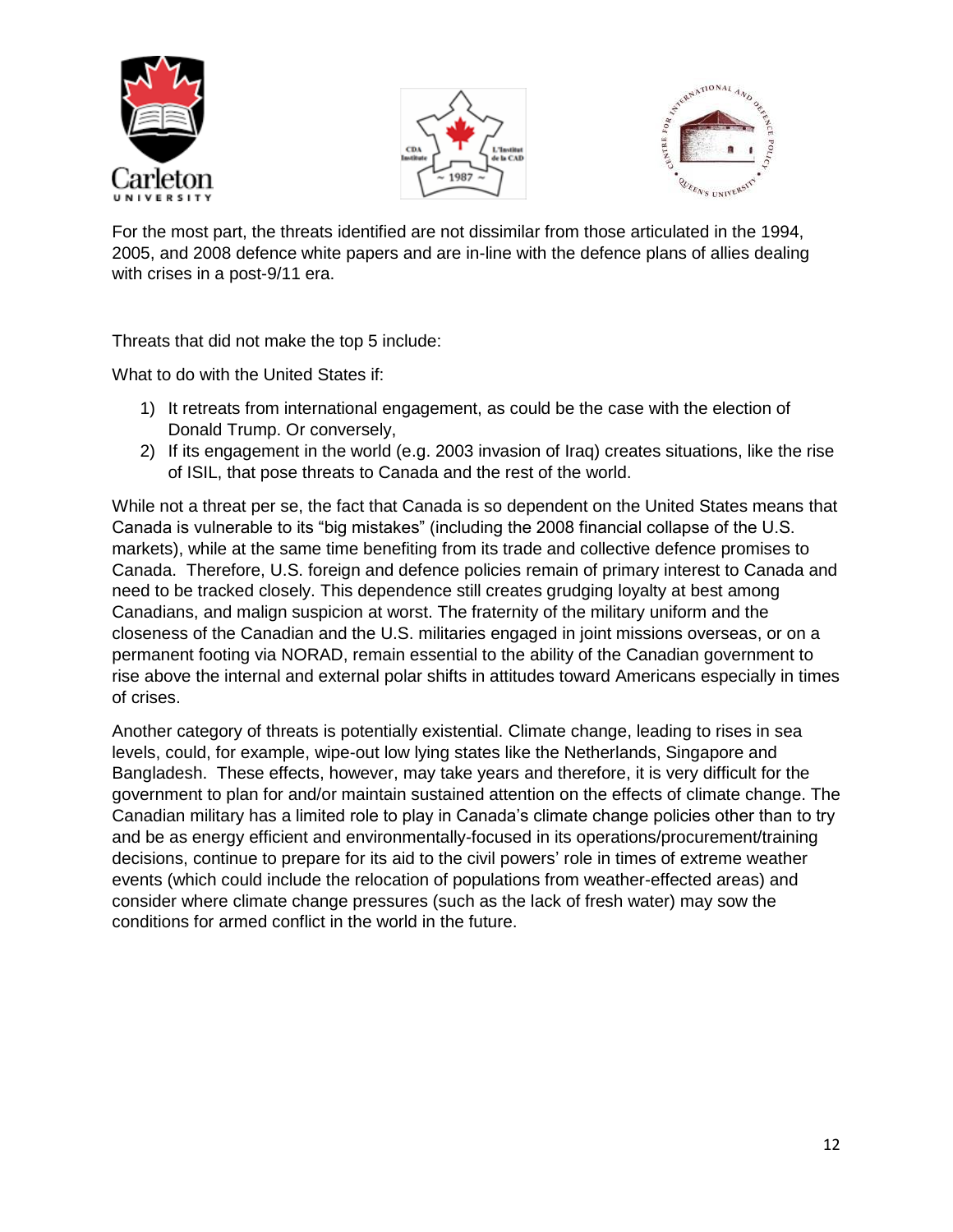For the most part, the threats identified are not dissimilar from those articulated in the 1994, 2005, and 2008 defence white papers and are in-line with the defence plans of allies dealing with crises in a post-9/11 era.

Threats that did not make the top 5 include:

What to do with the United States if:

1) It retreats from international engagement, as could be the case with the election of Donald Trump. Or conversely,
2) If its engagement in the world (e.g. 2003 invasion of Iraq) creates situations, like the rise of ISIL, that pose threats to Canada and the rest of the world.

While not a threat per se, the fact that Canada is so dependent on the United States means that Canada is vulnerable to its "big mistakes" (including the 2008 financial collapse of the U.S. markets), while at the same time benefiting from its trade and collective defence promises to Canada. Therefore, U.S. foreign and defence policies remain of primary interest to Canada and need to be tracked closely. This dependence still creates grudging loyalty at best among Canadians, and malign suspicion at worst. The fraternity of the military uniform and the closeness of the Canadian and the U.S. militaries engaged in joint missions overseas, or on a permanent footing via NORAD, remain essential to the ability of the Canadian government to rise above the internal and external polar shifts in attitudes toward Americans especially in times of crises.

Another category of threats is potentially existential. Climate change, leading to rises in sea levels, could, for example, wipe-out low lying states like the Netherlands, Singapore and Bangladesh. These effects, however, may take years and therefore, it is very difficult for the government to plan for and/or maintain sustained attention on the effects of climate change. The Canadian military has a limited role to play in Canada's climate change policies other than to try and be as energy efficient and environmentally-focused in its operations/procurement/training decisions, continue to prepare for its aid to the civil powers' role in times of extreme weather events (which could include the relocation of populations from weather-effected areas) and consider where climate change pressures (such as the lack of fresh water) may sow the conditions for armed conflict in the world in the future.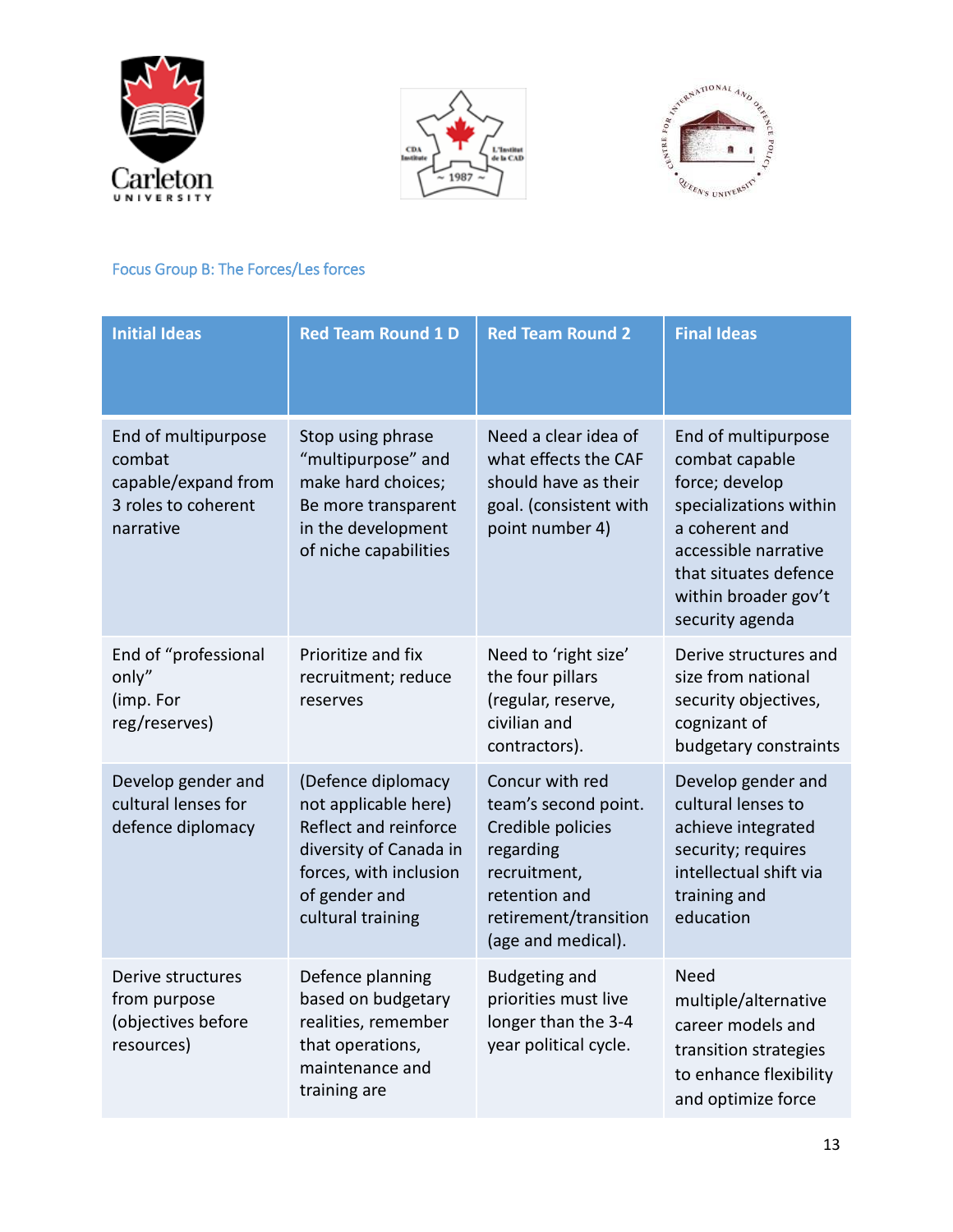Focus Group B: The Forces/Les forces

| Initial Ideas | Red Team Round 1 D | Red Team Round 2 | Final Ideas |
|---|---|---|---|
| End of multipurpose combat capable/expand from 3 roles to coherent narrative | Stop using phrase "multipurpose" and make hard choices; Be more transparent in the development of niche capabilities | Need a clear idea of what effects the CAF should have as their goal. (consistent with point number 4) | End of multipurpose combat capable force; develop specializations within a coherent and accessible narrative that situates defence within broader gov't security agenda |
| End of "professional only" (imp. For reg/reserves) | Prioritize and fix recruitment; reduce reserves | Need to 'right size' the four pillars (regular, reserve, civilian and contractors). | Derive structures and size from national security objectives, cognizant of budgetary constraints |
| Develop gender and cultural lenses for defence diplomacy | (Defence diplomacy not applicable here) Reflect and reinforce diversity of Canada in forces, with inclusion of gender and cultural training | Concur with red team's second point. Credible policies regarding recruitment, retention and retirement/transition (age and medical). | Develop gender and cultural lenses to achieve integrated security; requires intellectual shift via training and education |
| Derive structures from purpose (objectives before resources) | Defence planning based on budgetary realities, remember that operations, maintenance and training are | Budgeting and priorities must live longer than the 3-4 year political cycle. | Need multiple/alternative career models and transition strategies to enhance flexibility and optimize force |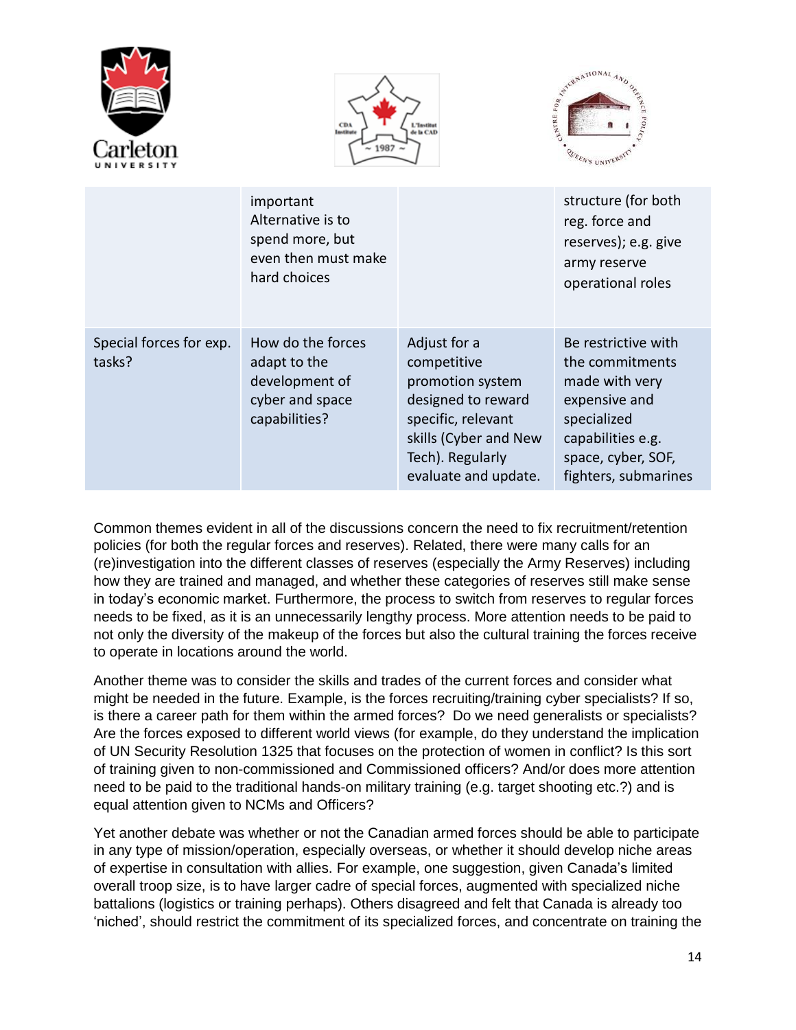| | | | |
|---|---|---|---|
| | important Alternative is to spend more, but even then must make hard choices | | structure (for both reg. force and reserves); e.g. give army reserve operational roles |
| Special forces for exp. tasks? | How do the forces adapt to the development of cyber and space capabilities? | Adjust for a competitive promotion system designed to reward specific, relevant skills (Cyber and New Tech). Regularly evaluate and update. | Be restrictive with the commitments made with very expensive and specialized capabilities e.g. space, cyber, SOF, fighters, submarines |

Common themes evident in all of the discussions concern the need to fix recruitment/retention policies (for both the regular forces and reserves). Related, there were many calls for an (re)investigation into the different classes of reserves (especially the Army Reserves) including how they are trained and managed, and whether these categories of reserves still make sense in today's economic market. Furthermore, the process to switch from reserves to regular forces needs to be fixed, as it is an unnecessarily lengthy process. More attention needs to be paid to not only the diversity of the makeup of the forces but also the cultural training the forces receive to operate in locations around the world.

Another theme was to consider the skills and trades of the current forces and consider what might be needed in the future. Example, is the forces recruiting/training cyber specialists? If so, is there a career path for them within the armed forces? Do we need generalists or specialists? Are the forces exposed to different world views (for example, do they understand the implication of UN Security Resolution 1325 that focuses on the protection of women in conflict? Is this sort of training given to non-commissioned and Commissioned officers? And/or does more attention need to be paid to the traditional hands-on military training (e.g. target shooting etc.?) and is equal attention given to NCMs and Officers?

Yet another debate was whether or not the Canadian armed forces should be able to participate in any type of mission/operation, especially overseas, or whether it should develop niche areas of expertise in consultation with allies. For example, one suggestion, given Canada's limited overall troop size, is to have larger cadre of special forces, augmented with specialized niche battalions (logistics or training perhaps). Others disagreed and felt that Canada is already too 'niched', should restrict the commitment of its specialized forces, and concentrate on training the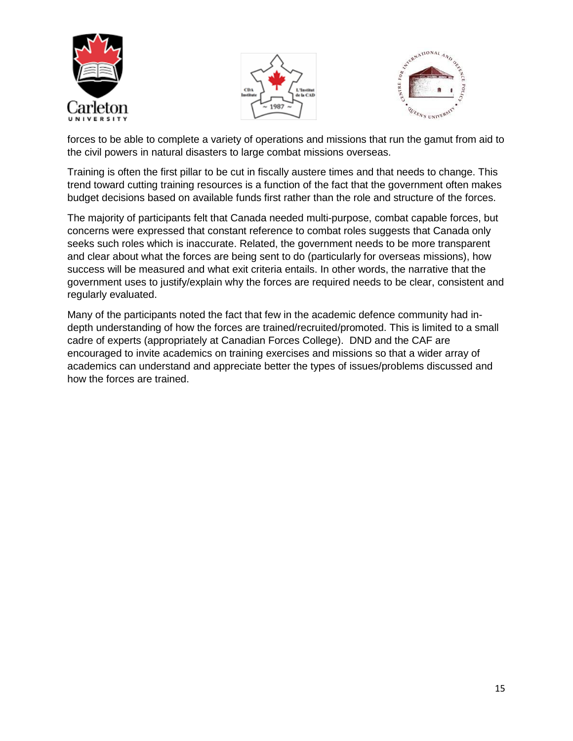forces to be able to complete a variety of operations and missions that run the gamut from aid to the civil powers in natural disasters to large combat missions overseas.

Training is often the first pillar to be cut in fiscally austere times and that needs to change. This trend toward cutting training resources is a function of the fact that the government often makes budget decisions based on available funds first rather than the role and structure of the forces.

The majority of participants felt that Canada needed multi-purpose, combat capable forces, but concerns were expressed that constant reference to combat roles suggests that Canada only seeks such roles which is inaccurate. Related, the government needs to be more transparent and clear about what the forces are being sent to do (particularly for overseas missions), how success will be measured and what exit criteria entails. In other words, the narrative that the government uses to justify/explain why the forces are required needs to be clear, consistent and regularly evaluated.

Many of the participants noted the fact that few in the academic defence community had in-depth understanding of how the forces are trained/recruited/promoted. This is limited to a small cadre of experts (appropriately at Canadian Forces College). DND and the CAF are encouraged to invite academics on training exercises and missions so that a wider array of academics can understand and appreciate better the types of issues/problems discussed and how the forces are trained.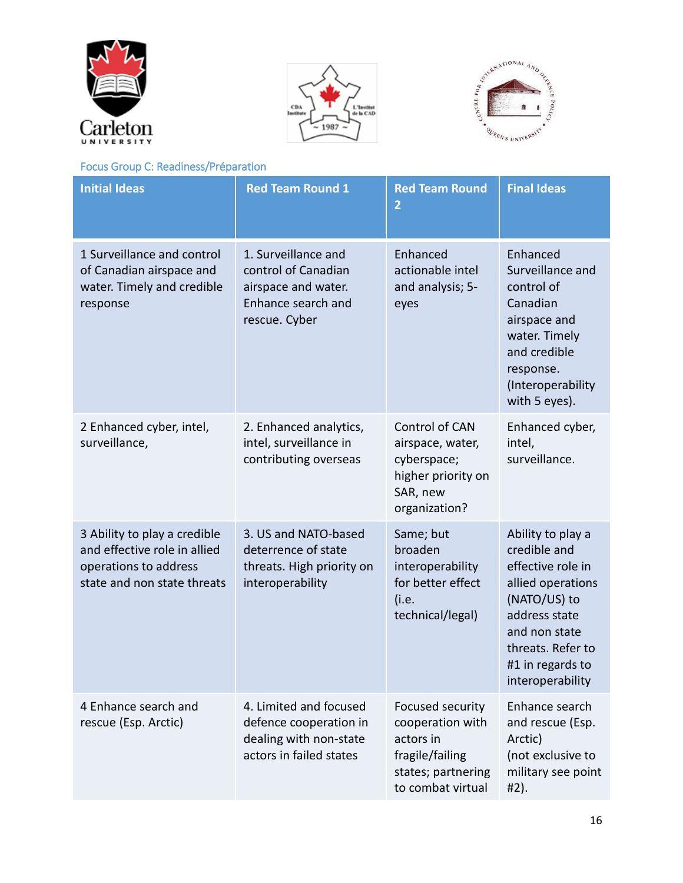Focus Group C: Readiness/Préparation

| Initial Ideas | Red Team Round 1 | Red Team Round 2 | Final Ideas |
|---|---|---|---|
| 1 Surveillance and control of Canadian airspace and water. Timely and credible response | 1. Surveillance and control of Canadian airspace and water. Enhance search and rescue. Cyber | Enhanced actionable intel and analysis; 5-eyes | Enhanced Surveillance and control of Canadian airspace and water. Timely and credible response. (Interoperability with 5 eyes). |
| 2 Enhanced cyber, intel, surveillance, | 2. Enhanced analytics, intel, surveillance in contributing overseas | Control of CAN airspace, water, cyberspace; higher priority on SAR, new organization? | Enhanced cyber, intel, surveillance. |
| 3 Ability to play a credible and effective role in allied operations to address state and non state threats | 3. US and NATO-based deterrence of state threats. High priority on interoperability | Same; but broaden interoperability for better effect (i.e. technical/legal) | Ability to play a credible and effective role in allied operations (NATO/US) to address state and non state threats. Refer to #1 in regards to interoperability |
| 4 Enhance search and rescue (Esp. Arctic) | 4. Limited and focused defence cooperation in dealing with non-state actors in failed states | Focused security cooperation with actors in fragile/failing states; partnering to combat virtual | Enhance search and rescue (Esp. Arctic) (not exclusive to military see point #2). |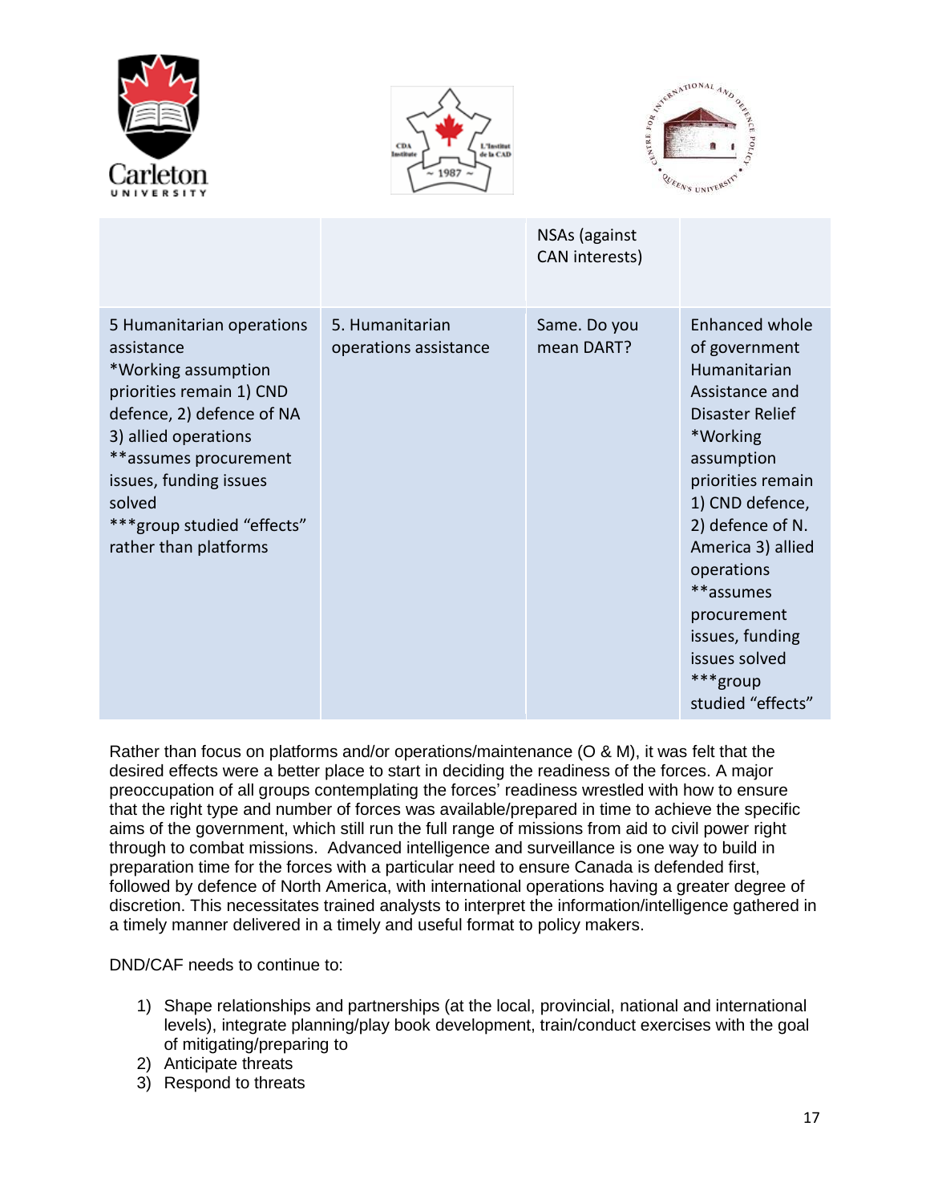| | | NSAs (against CAN interests) | |
|---|---|---|---|
| 5 Humanitarian operations assistance *Working assumption priorities remain 1) CND defence, 2) defence of NA 3) allied operations **assumes procurement issues, funding issues solved ***group studied "effects" rather than platforms | 5. Humanitarian operations assistance | Same. Do you mean DART? | Enhanced whole of government Humanitarian Assistance and Disaster Relief *Working assumption priorities remain 1) CND defence, 2) defence of N. America 3) allied operations **assumes procurement issues, funding issues solved ***group studied "effects" |

Rather than focus on platforms and/or operations/maintenance (O & M), it was felt that the desired effects were a better place to start in deciding the readiness of the forces. A major preoccupation of all groups contemplating the forces' readiness wrestled with how to ensure that the right type and number of forces was available/prepared in time to achieve the specific aims of the government, which still run the full range of missions from aid to civil power right through to combat missions. Advanced intelligence and surveillance is one way to build in preparation time for the forces with a particular need to ensure Canada is defended first, followed by defence of North America, with international operations having a greater degree of discretion. This necessitates trained analysts to interpret the information/intelligence gathered in a timely manner delivered in a timely and useful format to policy makers.

DND/CAF needs to continue to:

1) Shape relationships and partnerships (at the local, provincial, national and international levels), integrate planning/play book development, train/conduct exercises with the goal of mitigating/preparing to
2) Anticipate threats
3) Respond to threats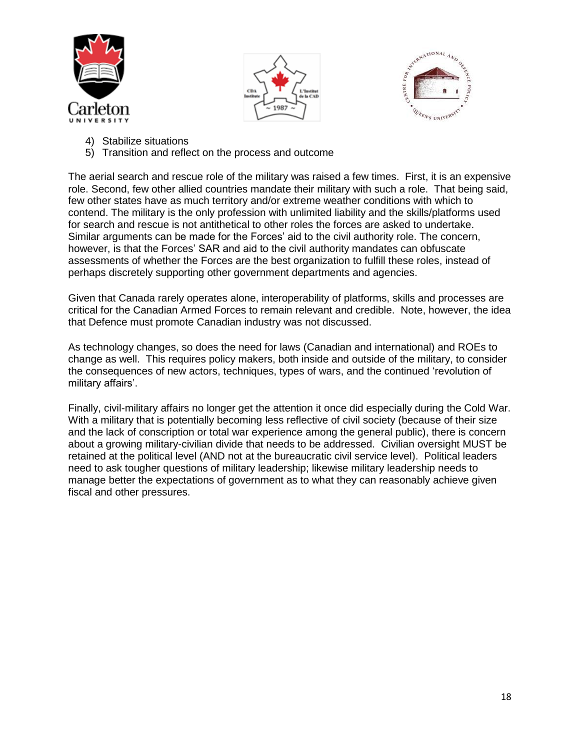4) Stabilize situations
5) Transition and reflect on the process and outcome

The aerial search and rescue role of the military was raised a few times. First, it is an expensive role. Second, few other allied countries mandate their military with such a role. That being said, few other states have as much territory and/or extreme weather conditions with which to contend. The military is the only profession with unlimited liability and the skills/platforms used for search and rescue is not antithetical to other roles the forces are asked to undertake. Similar arguments can be made for the Forces' aid to the civil authority role. The concern, however, is that the Forces' SAR and aid to the civil authority mandates can obfuscate assessments of whether the Forces are the best organization to fulfill these roles, instead of perhaps discretely supporting other government departments and agencies.

Given that Canada rarely operates alone, interoperability of platforms, skills and processes are critical for the Canadian Armed Forces to remain relevant and credible. Note, however, the idea that Defence must promote Canadian industry was not discussed.

As technology changes, so does the need for laws (Canadian and international) and ROEs to change as well. This requires policy makers, both inside and outside of the military, to consider the consequences of new actors, techniques, types of wars, and the continued 'revolution of military affairs'.

Finally, civil-military affairs no longer get the attention it once did especially during the Cold War. With a military that is potentially becoming less reflective of civil society (because of their size and the lack of conscription or total war experience among the general public), there is concern about a growing military-civilian divide that needs to be addressed. Civilian oversight MUST be retained at the political level (AND not at the bureaucratic civil service level). Political leaders need to ask tougher questions of military leadership; likewise military leadership needs to manage better the expectations of government as to what they can reasonably achieve given fiscal and other pressures.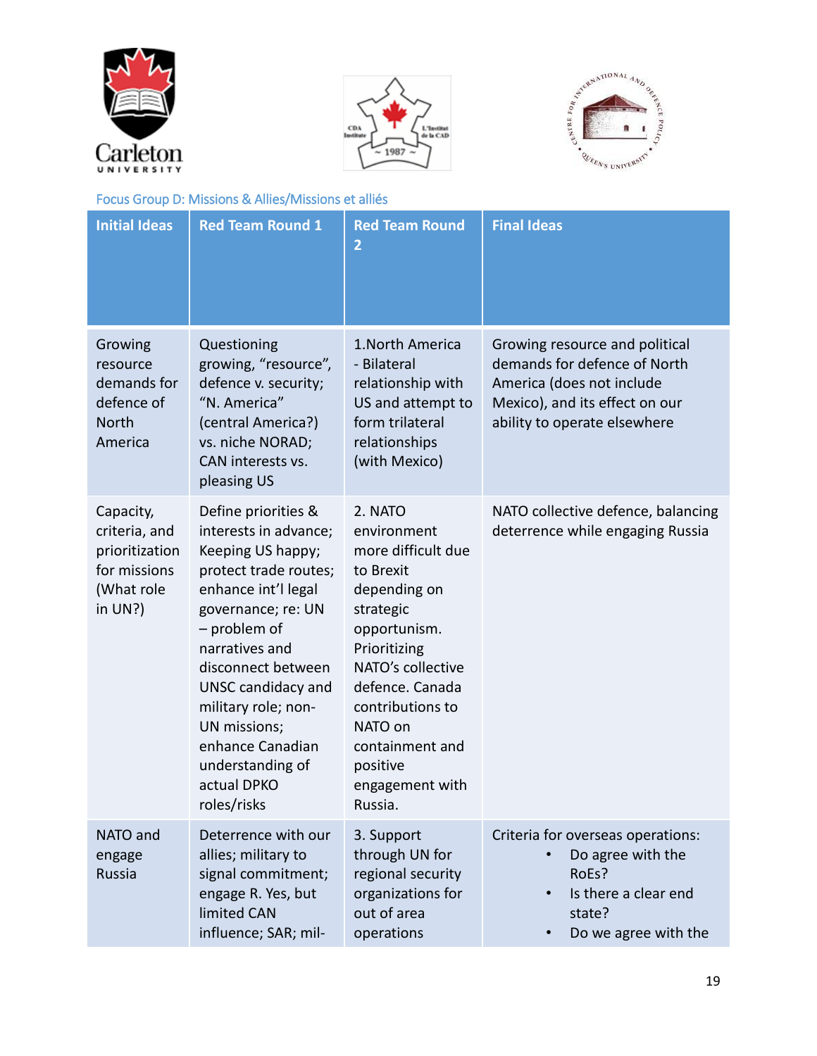Focus Group D: Missions & Allies/Missions et alliés

| Initial Ideas | Red Team Round 1 | Red Team Round 2 | Final Ideas |
|---|---|---|---|
| Growing resource demands for defence of North America | Questioning growing, "resource", defence v. security; "N. America" (central America?) vs. niche NORAD; CAN interests vs. pleasing US | 1.North America - Bilateral relationship with US and attempt to form trilateral relationships (with Mexico) | Growing resource and political demands for defence of North America (does not include Mexico), and its effect on our ability to operate elsewhere |
| Capacity, criteria, and prioritization for missions (What role in UN?) | Define priorities & interests in advance; Keeping US happy; protect trade routes; enhance int'l legal governance; re: UN – problem of narratives and disconnect between UNSC candidacy and military role; non-UN missions; enhance Canadian understanding of actual DPKO roles/risks | 2. NATO environment more difficult due to Brexit depending on strategic opportunism. Prioritizing NATO's collective defence. Canada contributions to NATO on containment and positive engagement with Russia. | NATO collective defence, balancing deterrence while engaging Russia |
| NATO and engage Russia | Deterrence with our allies; military to signal commitment; engage R. Yes, but limited CAN influence; SAR; mil- | 3. Support through UN for regional security organizations for out of area operations | Criteria for overseas operations:<br>• Do agree with the RoEs?<br>• Is there a clear end state?<br>• Do we agree with the |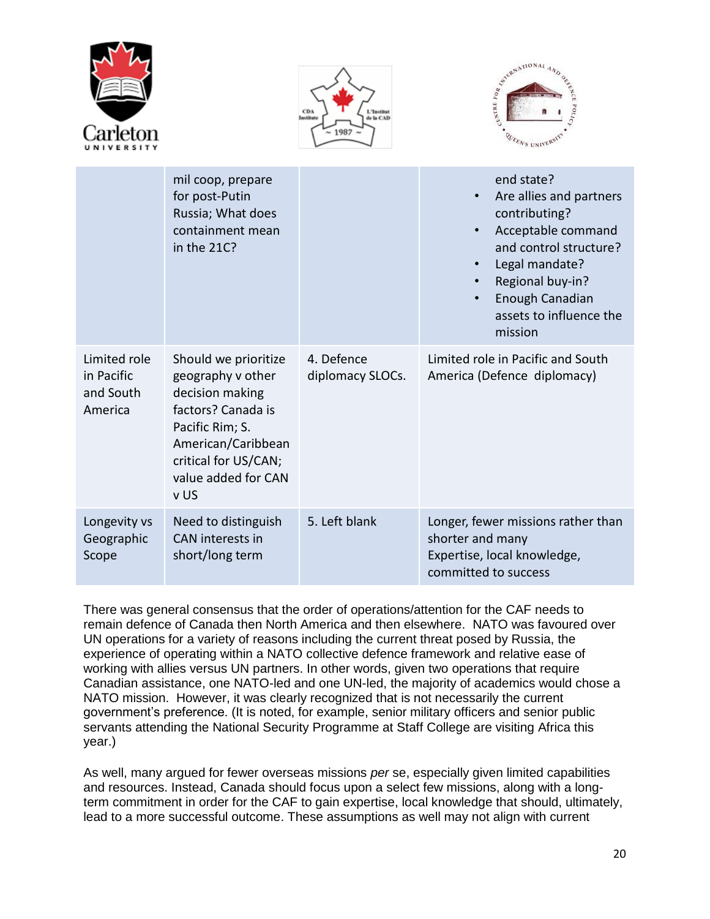| | | | |
|---|---|---|---|
| | mil coop, prepare for post-Putin Russia; What does containment mean in the 21C? | | end state?<br>• Are allies and partners contributing?<br>• Acceptable command and control structure?<br>• Legal mandate?<br>• Regional buy-in?<br>• Enough Canadian assets to influence the mission |
| Limited role in Pacific and South America | Should we prioritize geography v other decision making factors? Canada is Pacific Rim; S. American/Caribbean critical for US/CAN; value added for CAN v US | 4. Defence diplomacy SLOCs. | Limited role in Pacific and South America (Defence diplomacy) |
| Longevity vs Geographic Scope | Need to distinguish CAN interests in short/long term | 5. Left blank | Longer, fewer missions rather than shorter and many<br>Expertise, local knowledge, committed to success |

There was general consensus that the order of operations/attention for the CAF needs to remain defence of Canada then North America and then elsewhere. NATO was favoured over UN operations for a variety of reasons including the current threat posed by Russia, the experience of operating within a NATO collective defence framework and relative ease of working with allies versus UN partners. In other words, given two operations that require Canadian assistance, one NATO-led and one UN-led, the majority of academics would chose a NATO mission. However, it was clearly recognized that is not necessarily the current government's preference. (It is noted, for example, senior military officers and senior public servants attending the National Security Programme at Staff College are visiting Africa this year.)

As well, many argued for fewer overseas missions *per* se, especially given limited capabilities and resources. Instead, Canada should focus upon a select few missions, along with a long-term commitment in order for the CAF to gain expertise, local knowledge that should, ultimately, lead to a more successful outcome. These assumptions as well may not align with current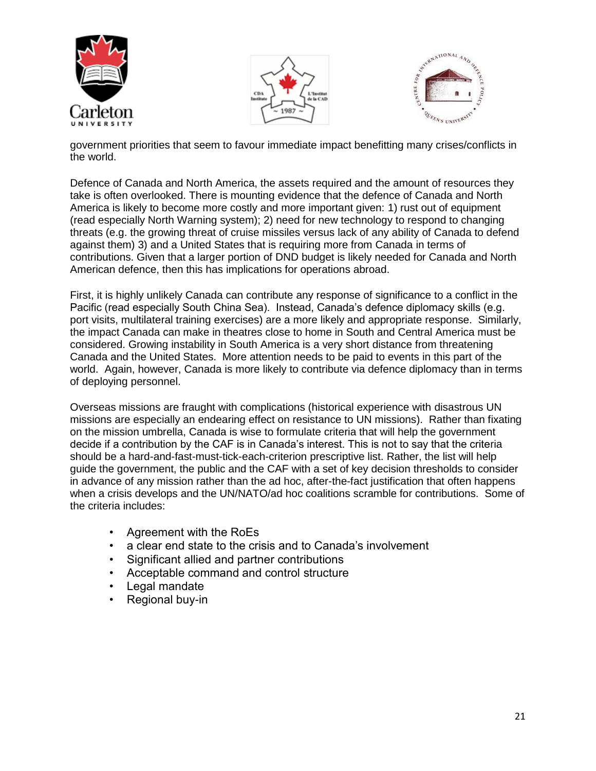government priorities that seem to favour immediate impact benefitting many crises/conflicts in the world.

Defence of Canada and North America, the assets required and the amount of resources they take is often overlooked. There is mounting evidence that the defence of Canada and North America is likely to become more costly and more important given: 1) rust out of equipment (read especially North Warning system); 2) need for new technology to respond to changing threats (e.g. the growing threat of cruise missiles versus lack of any ability of Canada to defend against them) 3) and a United States that is requiring more from Canada in terms of contributions. Given that a larger portion of DND budget is likely needed for Canada and North American defence, then this has implications for operations abroad.

First, it is highly unlikely Canada can contribute any response of significance to a conflict in the Pacific (read especially South China Sea). Instead, Canada's defence diplomacy skills (e.g. port visits, multilateral training exercises) are a more likely and appropriate response. Similarly, the impact Canada can make in theatres close to home in South and Central America must be considered. Growing instability in South America is a very short distance from threatening Canada and the United States. More attention needs to be paid to events in this part of the world. Again, however, Canada is more likely to contribute via defence diplomacy than in terms of deploying personnel.

Overseas missions are fraught with complications (historical experience with disastrous UN missions are especially an endearing effect on resistance to UN missions). Rather than fixating on the mission umbrella, Canada is wise to formulate criteria that will help the government decide if a contribution by the CAF is in Canada's interest. This is not to say that the criteria should be a hard-and-fast-must-tick-each-criterion prescriptive list. Rather, the list will help guide the government, the public and the CAF with a set of key decision thresholds to consider in advance of any mission rather than the ad hoc, after-the-fact justification that often happens when a crisis develops and the UN/NATO/ad hoc coalitions scramble for contributions. Some of the criteria includes:

- Agreement with the RoEs
- a clear end state to the crisis and to Canada's involvement
- Significant allied and partner contributions
- Acceptable command and control structure
- Legal mandate
- Regional buy-in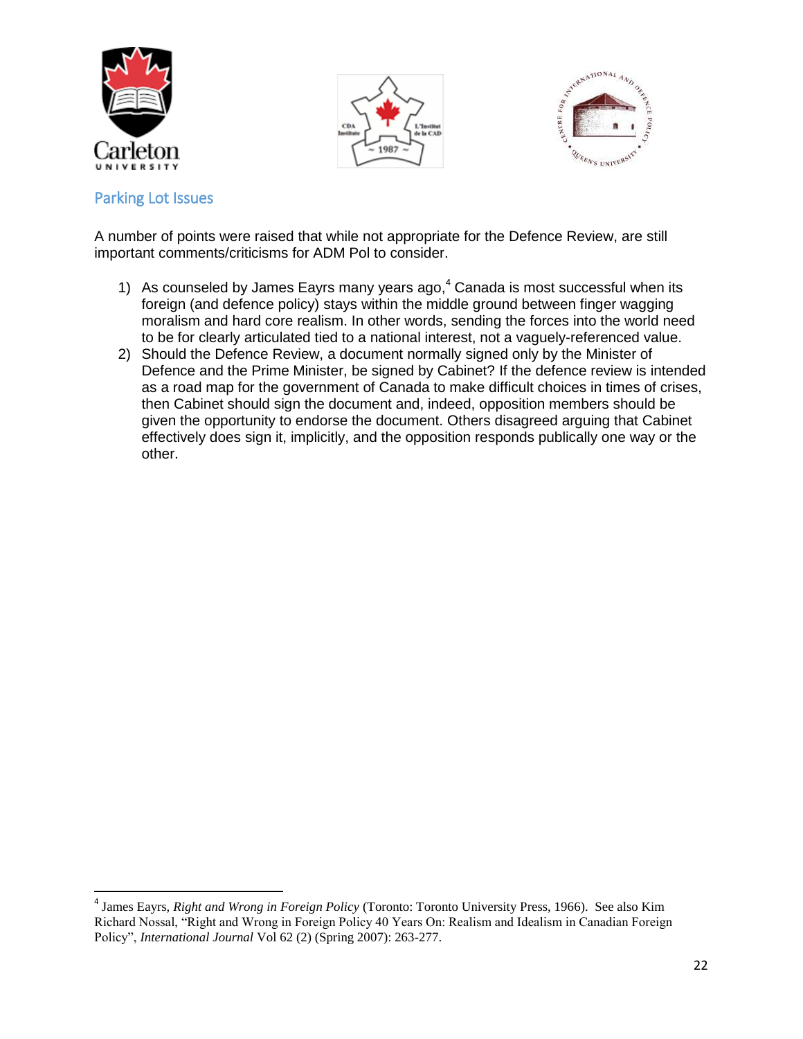## Parking Lot Issues

A number of points were raised that while not appropriate for the Defence Review, are still important comments/criticisms for ADM Pol to consider.

1) As counseled by James Eayrs many years ago,[4] Canada is most successful when its foreign (and defence policy) stays within the middle ground between finger wagging moralism and hard core realism. In other words, sending the forces into the world need to be for clearly articulated tied to a national interest, not a vaguely-referenced value.
2) Should the Defence Review, a document normally signed only by the Minister of Defence and the Prime Minister, be signed by Cabinet? If the defence review is intended as a road map for the government of Canada to make difficult choices in times of crises, then Cabinet should sign the document and, indeed, opposition members should be given the opportunity to endorse the document. Others disagreed arguing that Cabinet effectively does sign it, implicitly, and the opposition responds publically one way or the other.

---

[4] James Eayrs, *Right and Wrong in Foreign Policy* (Toronto: Toronto University Press, 1966). See also Kim Richard Nossal, "Right and Wrong in Foreign Policy 40 Years On: Realism and Idealism in Canadian Foreign Policy", *International Journal* Vol 62 (2) (Spring 2007): 263-277.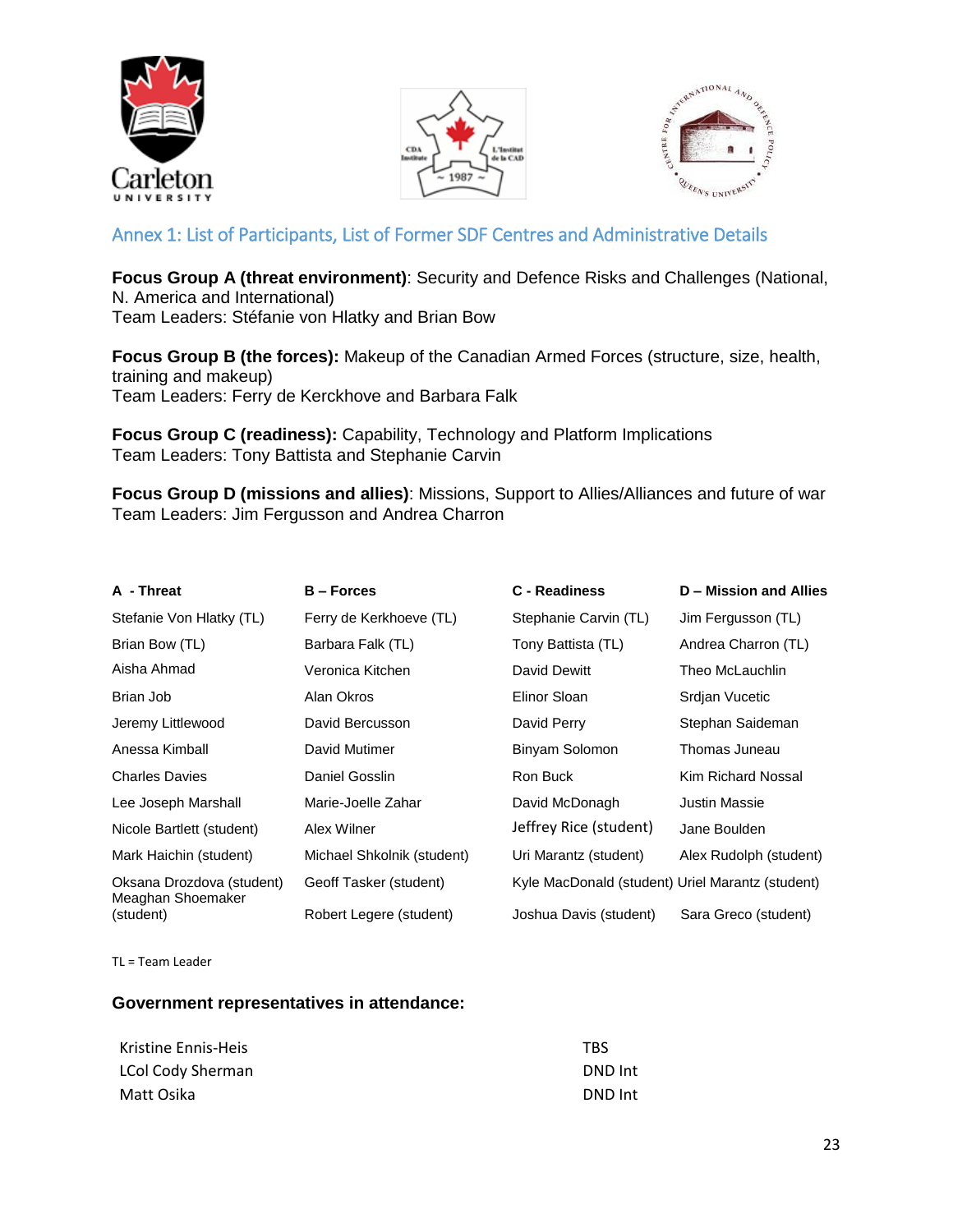## Annex 1: List of Participants, List of Former SDF Centres and Administrative Details

**Focus Group A (threat environment)**: Security and Defence Risks and Challenges (National, N. America and International)
Team Leaders: Stéfanie von Hlatky and Brian Bow

**Focus Group B (the forces):** Makeup of the Canadian Armed Forces (structure, size, health, training and makeup)
Team Leaders: Ferry de Kerckhove and Barbara Falk

**Focus Group C (readiness):** Capability, Technology and Platform Implications
Team Leaders: Tony Battista and Stephanie Carvin

**Focus Group D (missions and allies)**: Missions, Support to Allies/Alliances and future of war
Team Leaders: Jim Fergusson and Andrea Charron

| A - Threat | B – Forces | C - Readiness | D – Mission and Allies |
|---|---|---|---|
| Stefanie Von Hlatky (TL) | Ferry de Kerkhoeve (TL) | Stephanie Carvin (TL) | Jim Fergusson (TL) |
| Brian Bow (TL) | Barbara Falk (TL) | Tony Battista (TL) | Andrea Charron (TL) |
| Aisha Ahmad | Veronica Kitchen | David Dewitt | Theo McLauchlin |
| Brian Job | Alan Okros | Elinor Sloan | Srdjan Vucetic |
| Jeremy Littlewood | David Bercusson | David Perry | Stephan Saideman |
| Anessa Kimball | David Mutimer | Binyam Solomon | Thomas Juneau |
| Charles Davies | Daniel Gosslin | Ron Buck | Kim Richard Nossal |
| Lee Joseph Marshall | Marie-Joelle Zahar | David McDonagh | Justin Massie |
| Nicole Bartlett (student) | Alex Wilner | Jeffrey Rice (student) | Jane Boulden |
| Mark Haichin (student) | Michael Shkolnik (student) | Uri Marantz (student) | Alex Rudolph (student) |
| Oksana Drozdova (student) | Geoff Tasker (student) | Kyle MacDonald (student) | Uriel Marantz (student) |
| Meaghan Shoemaker (student) | Robert Legere (student) | Joshua Davis (student) | Sara Greco (student) |

TL = Team Leader

**Government representatives in attendance:**

| | |
|---|---|
| Kristine Ennis-Heis | TBS |
| LCol Cody Sherman | DND Int |
| Matt Osika | DND Int |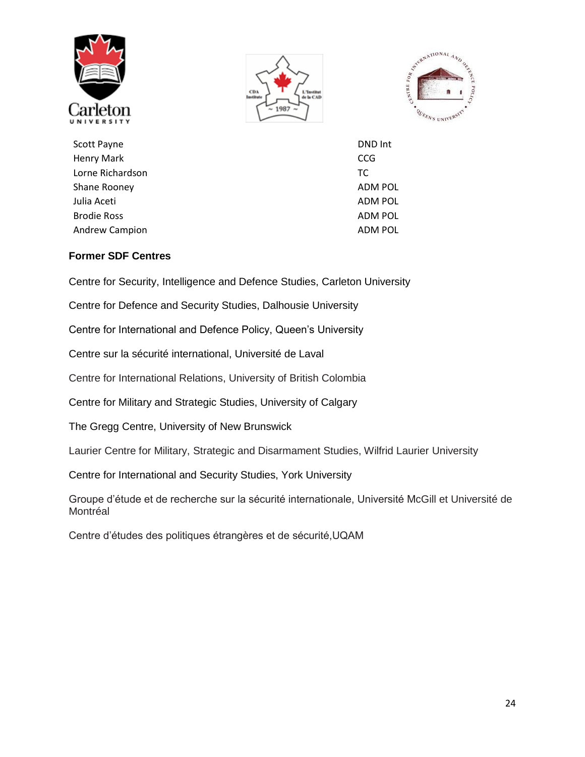| | |
|---|---|
| Scott Payne | DND Int |
| Henry Mark | CCG |
| Lorne Richardson | TC |
| Shane Rooney | ADM POL |
| Julia Aceti | ADM POL |
| Brodie Ross | ADM POL |
| Andrew Campion | ADM POL |

**Former SDF Centres**

Centre for Security, Intelligence and Defence Studies, Carleton University

Centre for Defence and Security Studies, Dalhousie University

Centre for International and Defence Policy, Queen's University

Centre sur la sécurité international, Université de Laval

Centre for International Relations, University of British Colombia

Centre for Military and Strategic Studies, University of Calgary

The Gregg Centre, University of New Brunswick

Laurier Centre for Military, Strategic and Disarmament Studies, Wilfrid Laurier University

Centre for International and Security Studies, York University

Groupe d'étude et de recherche sur la sécurité internationale, Université McGill et Université de Montréal

Centre d'études des politiques étrangères et de sécurité,UQAM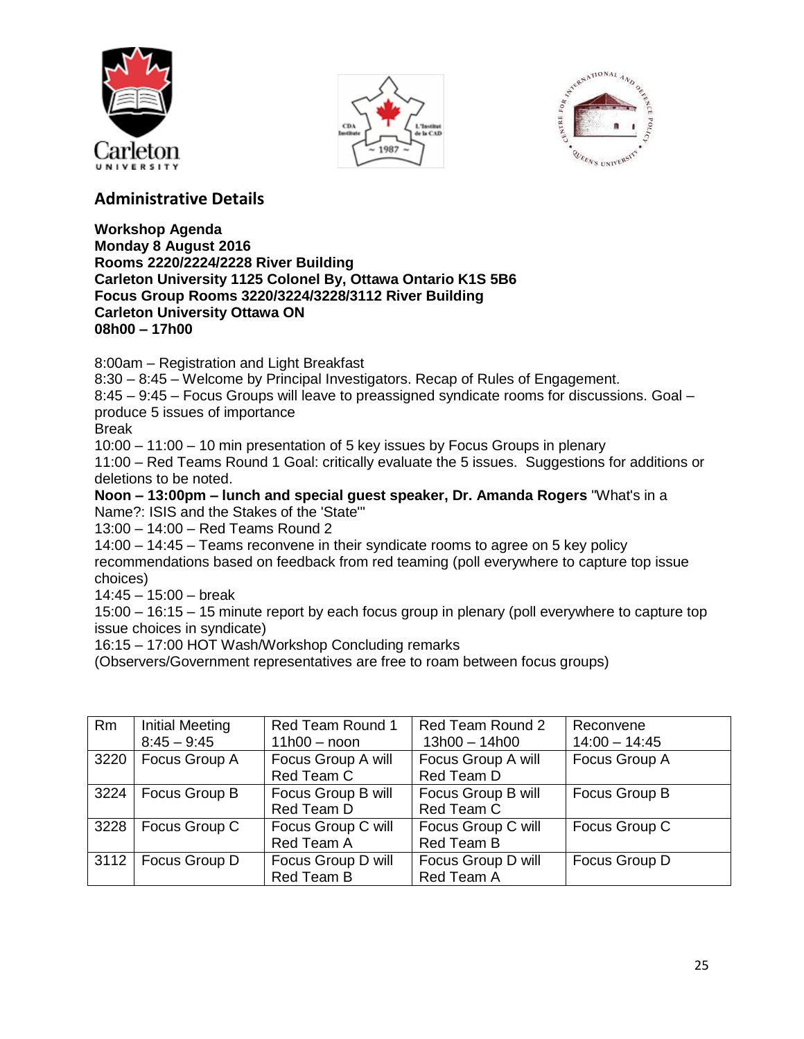## Administrative Details

**Workshop Agenda**
**Monday 8 August 2016**
**Rooms 2220/2224/2228 River Building**
**Carleton University 1125 Colonel By, Ottawa Ontario K1S 5B6**
**Focus Group Rooms 3220/3224/3228/3112 River Building**
**Carleton University Ottawa ON**
**08h00 – 17h00**

8:00am – Registration and Light Breakfast
8:30 – 8:45 – Welcome by Principal Investigators. Recap of Rules of Engagement.
8:45 – 9:45 – Focus Groups will leave to preassigned syndicate rooms for discussions. Goal – produce 5 issues of importance
Break
10:00 – 11:00 – 10 min presentation of 5 key issues by Focus Groups in plenary
11:00 – Red Teams Round 1 Goal: critically evaluate the 5 issues. Suggestions for additions or deletions to be noted.
**Noon – 13:00pm – lunch and special guest speaker, Dr. Amanda Rogers** "What's in a Name?: ISIS and the Stakes of the 'State'"
13:00 – 14:00 – Red Teams Round 2
14:00 – 14:45 – Teams reconvene in their syndicate rooms to agree on 5 key policy recommendations based on feedback from red teaming (poll everywhere to capture top issue choices)
14:45 – 15:00 – break
15:00 – 16:15 – 15 minute report by each focus group in plenary (poll everywhere to capture top issue choices in syndicate)
16:15 – 17:00 HOT Wash/Workshop Concluding remarks
(Observers/Government representatives are free to roam between focus groups)

| Rm | Initial Meeting 8:45 – 9:45 | Red Team Round 1 11h00 – noon | Red Team Round 2 13h00 – 14h00 | Reconvene 14:00 – 14:45 |
|---|---|---|---|---|
| 3220 | Focus Group A | Focus Group A will Red Team C | Focus Group A will Red Team D | Focus Group A |
| 3224 | Focus Group B | Focus Group B will Red Team D | Focus Group B will Red Team C | Focus Group B |
| 3228 | Focus Group C | Focus Group C will Red Team A | Focus Group C will Red Team B | Focus Group C |
| 3112 | Focus Group D | Focus Group D will Red Team B | Focus Group D will Red Team A | Focus Group D |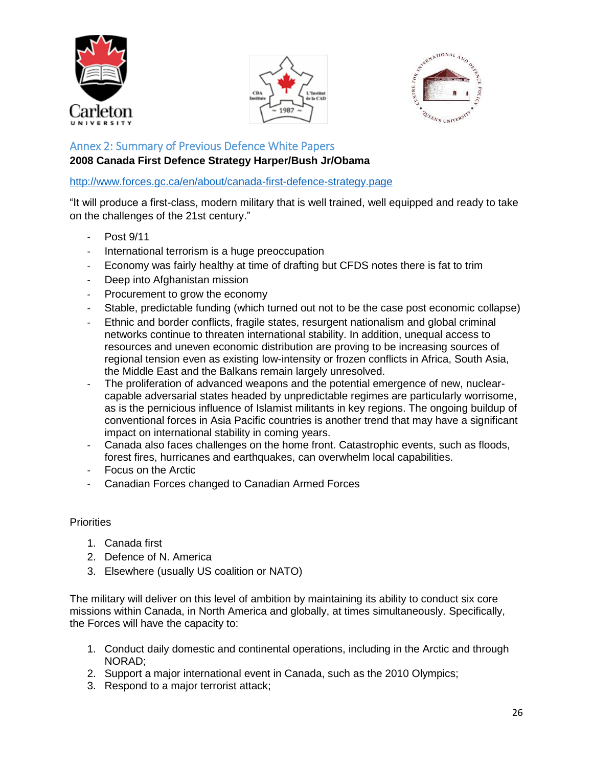## Annex 2: Summary of Previous Defence White Papers

**2008 Canada First Defence Strategy Harper/Bush Jr/Obama**

http://www.forces.gc.ca/en/about/canada-first-defence-strategy.page

"It will produce a first-class, modern military that is well trained, well equipped and ready to take on the challenges of the 21st century."

- Post 9/11
- International terrorism is a huge preoccupation
- Economy was fairly healthy at time of drafting but CFDS notes there is fat to trim
- Deep into Afghanistan mission
- Procurement to grow the economy
- Stable, predictable funding (which turned out not to be the case post economic collapse)
- Ethnic and border conflicts, fragile states, resurgent nationalism and global criminal networks continue to threaten international stability. In addition, unequal access to resources and uneven economic distribution are proving to be increasing sources of regional tension even as existing low-intensity or frozen conflicts in Africa, South Asia, the Middle East and the Balkans remain largely unresolved.
- The proliferation of advanced weapons and the potential emergence of new, nuclear-capable adversarial states headed by unpredictable regimes are particularly worrisome, as is the pernicious influence of Islamist militants in key regions. The ongoing buildup of conventional forces in Asia Pacific countries is another trend that may have a significant impact on international stability in coming years.
- Canada also faces challenges on the home front. Catastrophic events, such as floods, forest fires, hurricanes and earthquakes, can overwhelm local capabilities.
- Focus on the Arctic
- Canadian Forces changed to Canadian Armed Forces

Priorities

1. Canada first
2. Defence of N. America
3. Elsewhere (usually US coalition or NATO)

The military will deliver on this level of ambition by maintaining its ability to conduct six core missions within Canada, in North America and globally, at times simultaneously. Specifically, the Forces will have the capacity to:

1. Conduct daily domestic and continental operations, including in the Arctic and through NORAD;
2. Support a major international event in Canada, such as the 2010 Olympics;
3. Respond to a major terrorist attack;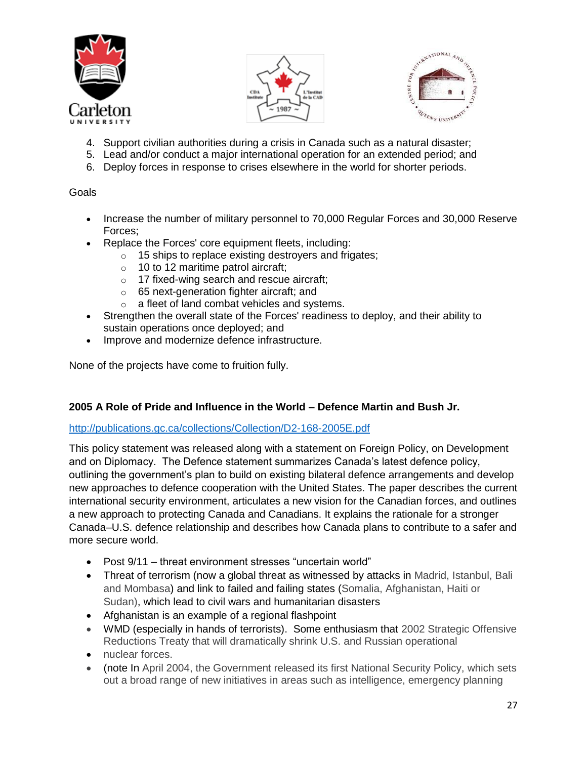4. Support civilian authorities during a crisis in Canada such as a natural disaster;
5. Lead and/or conduct a major international operation for an extended period; and
6. Deploy forces in response to crises elsewhere in the world for shorter periods.

Goals

- Increase the number of military personnel to 70,000 Regular Forces and 30,000 Reserve Forces;
- Replace the Forces' core equipment fleets, including:
  - 15 ships to replace existing destroyers and frigates;
  - 10 to 12 maritime patrol aircraft;
  - 17 fixed-wing search and rescue aircraft;
  - 65 next-generation fighter aircraft; and
  - a fleet of land combat vehicles and systems.
- Strengthen the overall state of the Forces' readiness to deploy, and their ability to sustain operations once deployed; and
- Improve and modernize defence infrastructure.

None of the projects have come to fruition fully.

**2005 A Role of Pride and Influence in the World – Defence Martin and Bush Jr.**

http://publications.gc.ca/collections/Collection/D2-168-2005E.pdf

This policy statement was released along with a statement on Foreign Policy, on Development and on Diplomacy. The Defence statement summarizes Canada's latest defence policy, outlining the government's plan to build on existing bilateral defence arrangements and develop new approaches to defence cooperation with the United States. The paper describes the current international security environment, articulates a new vision for the Canadian forces, and outlines a new approach to protecting Canada and Canadians. It explains the rationale for a stronger Canada–U.S. defence relationship and describes how Canada plans to contribute to a safer and more secure world.

- Post 9/11 – threat environment stresses "uncertain world"
- Threat of terrorism (now a global threat as witnessed by attacks in Madrid, Istanbul, Bali and Mombasa) and link to failed and failing states (Somalia, Afghanistan, Haiti or Sudan), which lead to civil wars and humanitarian disasters
- Afghanistan is an example of a regional flashpoint
- WMD (especially in hands of terrorists). Some enthusiasm that 2002 Strategic Offensive Reductions Treaty that will dramatically shrink U.S. and Russian operational
- nuclear forces.
- (note In April 2004, the Government released its first National Security Policy, which sets out a broad range of new initiatives in areas such as intelligence, emergency planning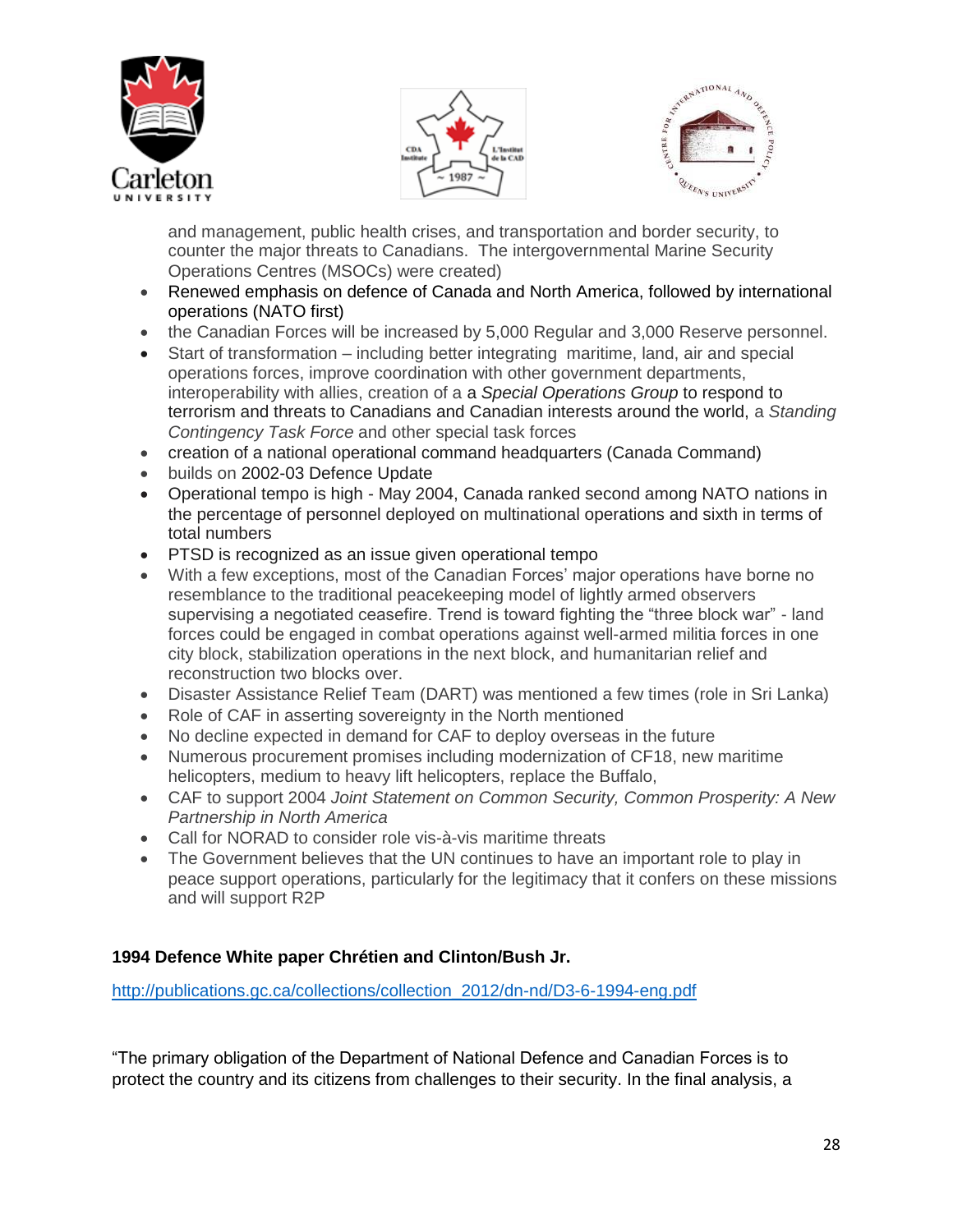and management, public health crises, and transportation and border security, to counter the major threats to Canadians. The intergovernmental Marine Security Operations Centres (MSOCs) were created)

- Renewed emphasis on defence of Canada and North America, followed by international operations (NATO first)
- the Canadian Forces will be increased by 5,000 Regular and 3,000 Reserve personnel.
- Start of transformation – including better integrating maritime, land, air and special operations forces, improve coordination with other government departments, interoperability with allies, creation of a a *Special Operations Group* to respond to terrorism and threats to Canadians and Canadian interests around the world, a *Standing Contingency Task Force* and other special task forces
- creation of a national operational command headquarters (Canada Command)
- builds on 2002-03 Defence Update
- Operational tempo is high - May 2004, Canada ranked second among NATO nations in the percentage of personnel deployed on multinational operations and sixth in terms of total numbers
- PTSD is recognized as an issue given operational tempo
- With a few exceptions, most of the Canadian Forces' major operations have borne no resemblance to the traditional peacekeeping model of lightly armed observers supervising a negotiated ceasefire. Trend is toward fighting the "three block war" - land forces could be engaged in combat operations against well-armed militia forces in one city block, stabilization operations in the next block, and humanitarian relief and reconstruction two blocks over.
- Disaster Assistance Relief Team (DART) was mentioned a few times (role in Sri Lanka)
- Role of CAF in asserting sovereignty in the North mentioned
- No decline expected in demand for CAF to deploy overseas in the future
- Numerous procurement promises including modernization of CF18, new maritime helicopters, medium to heavy lift helicopters, replace the Buffalo,
- CAF to support 2004 *Joint Statement on Common Security, Common Prosperity: A New Partnership in North America*
- Call for NORAD to consider role vis-à-vis maritime threats
- The Government believes that the UN continues to have an important role to play in peace support operations, particularly for the legitimacy that it confers on these missions and will support R2P

**1994 Defence White paper Chrétien and Clinton/Bush Jr.**

http://publications.gc.ca/collections/collection_2012/dn-nd/D3-6-1994-eng.pdf

"The primary obligation of the Department of National Defence and Canadian Forces is to protect the country and its citizens from challenges to their security. In the final analysis, a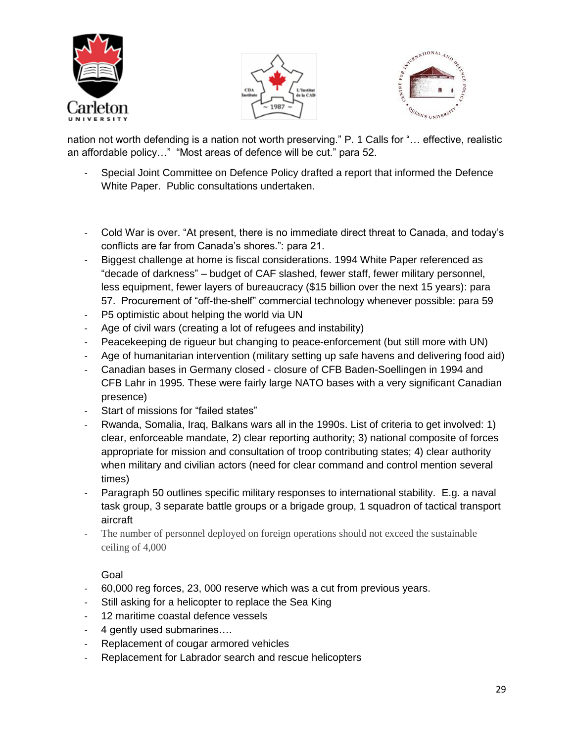nation not worth defending is a nation not worth preserving." P. 1 Calls for "… effective, realistic an affordable policy…" "Most areas of defence will be cut." para 52.

- Special Joint Committee on Defence Policy drafted a report that informed the Defence White Paper. Public consultations undertaken.

- Cold War is over. "At present, there is no immediate direct threat to Canada, and today's conflicts are far from Canada's shores.": para 21.
- Biggest challenge at home is fiscal considerations. 1994 White Paper referenced as "decade of darkness" – budget of CAF slashed, fewer staff, fewer military personnel, less equipment, fewer layers of bureaucracy ($15 billion over the next 15 years): para 57. Procurement of "off-the-shelf" commercial technology whenever possible: para 59
- P5 optimistic about helping the world via UN
- Age of civil wars (creating a lot of refugees and instability)
- Peacekeeping de rigueur but changing to peace-enforcement (but still more with UN)
- Age of humanitarian intervention (military setting up safe havens and delivering food aid)
- Canadian bases in Germany closed - closure of CFB Baden-Soellingen in 1994 and CFB Lahr in 1995. These were fairly large NATO bases with a very significant Canadian presence)
- Start of missions for "failed states"
- Rwanda, Somalia, Iraq, Balkans wars all in the 1990s. List of criteria to get involved: 1) clear, enforceable mandate, 2) clear reporting authority; 3) national composite of forces appropriate for mission and consultation of troop contributing states; 4) clear authority when military and civilian actors (need for clear command and control mention several times)
- Paragraph 50 outlines specific military responses to international stability. E.g. a naval task group, 3 separate battle groups or a brigade group, 1 squadron of tactical transport aircraft
- The number of personnel deployed on foreign operations should not exceed the sustainable ceiling of 4,000

Goal

- 60,000 reg forces, 23, 000 reserve which was a cut from previous years.
- Still asking for a helicopter to replace the Sea King
- 12 maritime coastal defence vessels
- 4 gently used submarines….
- Replacement of cougar armored vehicles
- Replacement for Labrador search and rescue helicopters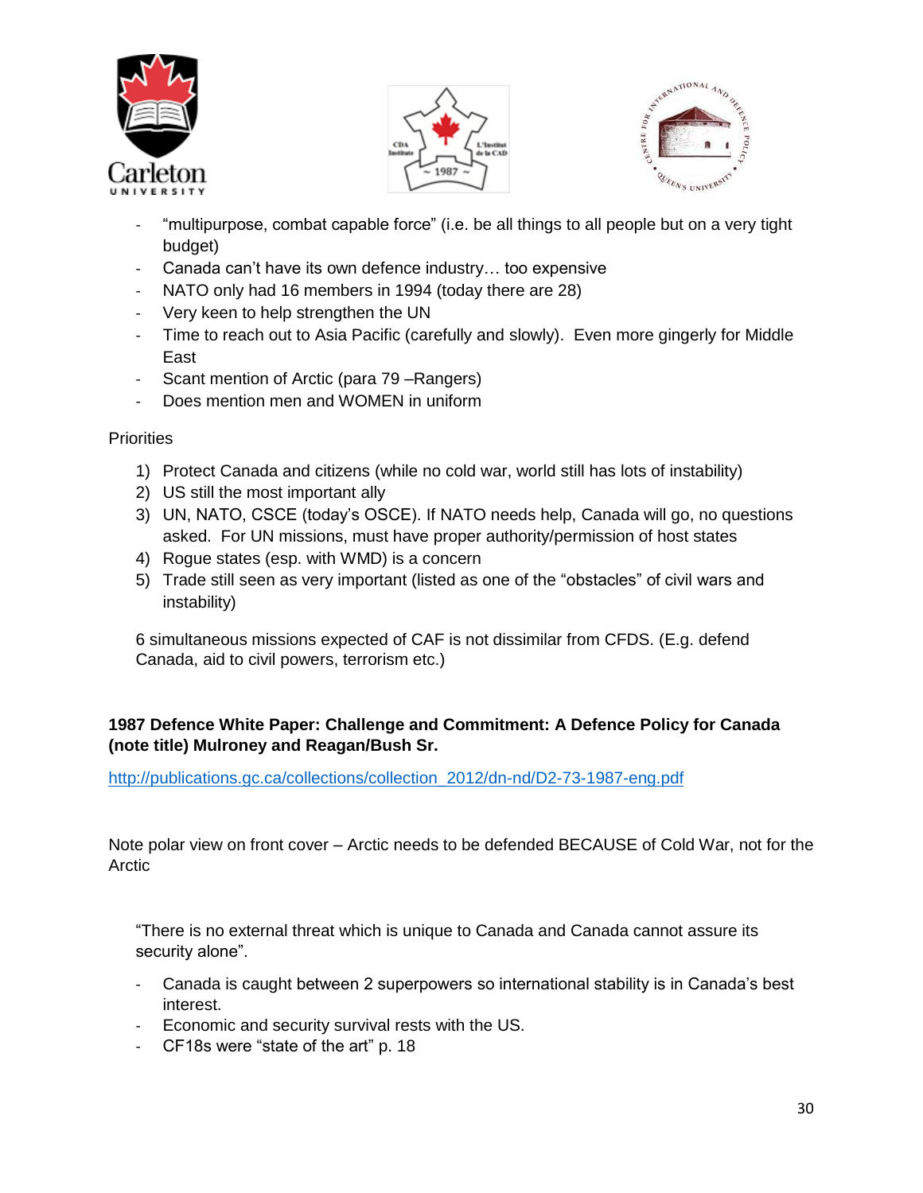- "multipurpose, combat capable force" (i.e. be all things to all people but on a very tight budget)
- Canada can't have its own defence industry… too expensive
- NATO only had 16 members in 1994 (today there are 28)
- Very keen to help strengthen the UN
- Time to reach out to Asia Pacific (carefully and slowly). Even more gingerly for Middle East
- Scant mention of Arctic (para 79 –Rangers)
- Does mention men and WOMEN in uniform

Priorities

1) Protect Canada and citizens (while no cold war, world still has lots of instability)
2) US still the most important ally
3) UN, NATO, CSCE (today's OSCE). If NATO needs help, Canada will go, no questions asked. For UN missions, must have proper authority/permission of host states
4) Rogue states (esp. with WMD) is a concern
5) Trade still seen as very important (listed as one of the "obstacles" of civil wars and instability)

6 simultaneous missions expected of CAF is not dissimilar from CFDS. (E.g. defend Canada, aid to civil powers, terrorism etc.)

**1987 Defence White Paper: Challenge and Commitment: A Defence Policy for Canada (note title) Mulroney and Reagan/Bush Sr.**

http://publications.gc.ca/collections/collection_2012/dn-nd/D2-73-1987-eng.pdf

Note polar view on front cover – Arctic needs to be defended BECAUSE of Cold War, not for the Arctic

"There is no external threat which is unique to Canada and Canada cannot assure its security alone".

- Canada is caught between 2 superpowers so international stability is in Canada's best interest.
- Economic and security survival rests with the US.
- CF18s were "state of the art" p. 18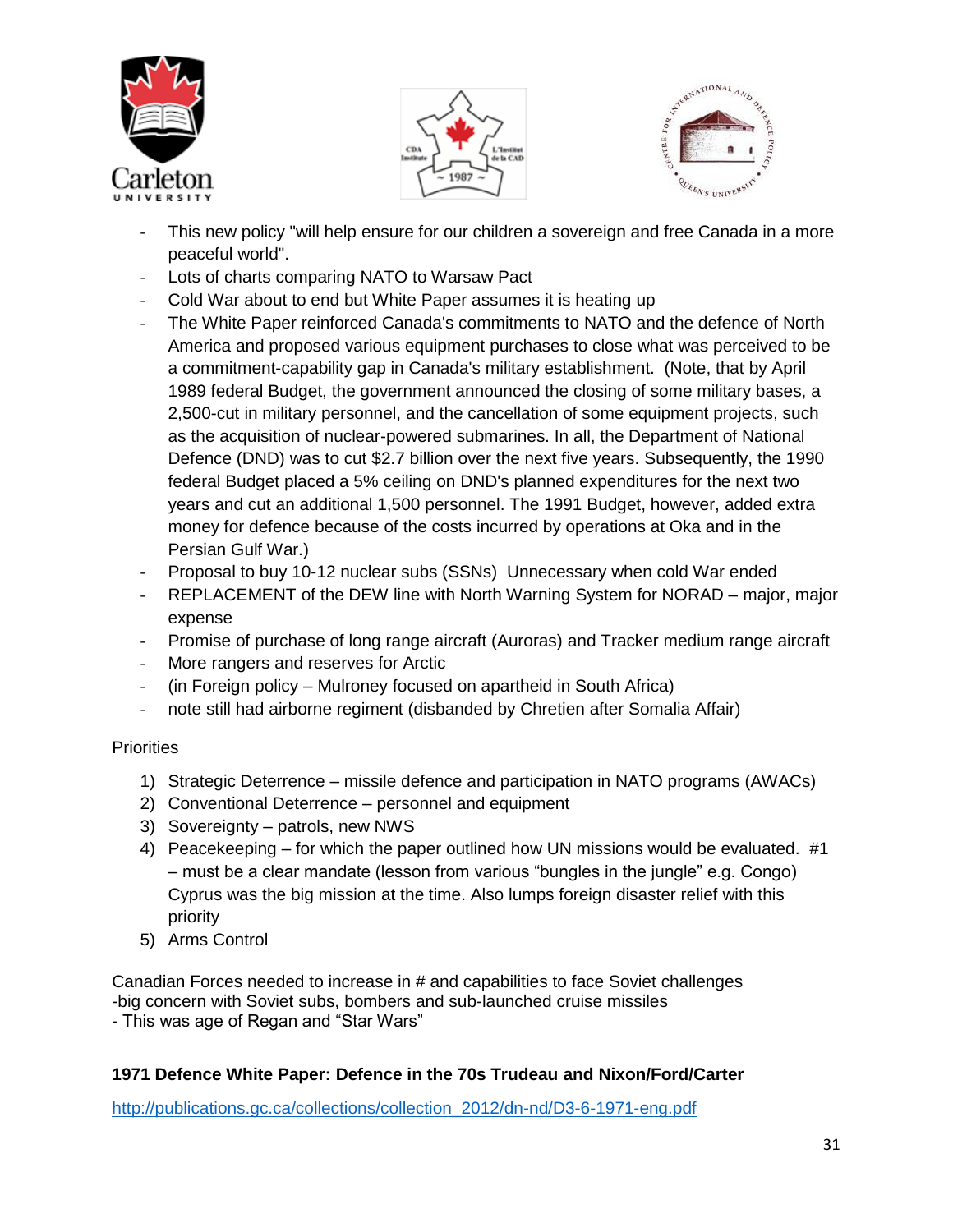- This new policy "will help ensure for our children a sovereign and free Canada in a more peaceful world".
- Lots of charts comparing NATO to Warsaw Pact
- Cold War about to end but White Paper assumes it is heating up
- The White Paper reinforced Canada's commitments to NATO and the defence of North America and proposed various equipment purchases to close what was perceived to be a commitment-capability gap in Canada's military establishment. (Note, that by April 1989 federal Budget, the government announced the closing of some military bases, a 2,500-cut in military personnel, and the cancellation of some equipment projects, such as the acquisition of nuclear-powered submarines. In all, the Department of National Defence (DND) was to cut $2.7 billion over the next five years. Subsequently, the 1990 federal Budget placed a 5% ceiling on DND's planned expenditures for the next two years and cut an additional 1,500 personnel. The 1991 Budget, however, added extra money for defence because of the costs incurred by operations at Oka and in the Persian Gulf War.)
- Proposal to buy 10-12 nuclear subs (SSNs) Unnecessary when cold War ended
- REPLACEMENT of the DEW line with North Warning System for NORAD – major, major expense
- Promise of purchase of long range aircraft (Auroras) and Tracker medium range aircraft
- More rangers and reserves for Arctic
- (in Foreign policy – Mulroney focused on apartheid in South Africa)
- note still had airborne regiment (disbanded by Chretien after Somalia Affair)

Priorities

1) Strategic Deterrence – missile defence and participation in NATO programs (AWACs)
2) Conventional Deterrence – personnel and equipment
3) Sovereignty – patrols, new NWS
4) Peacekeeping – for which the paper outlined how UN missions would be evaluated. #1 – must be a clear mandate (lesson from various "bungles in the jungle" e.g. Congo) Cyprus was the big mission at the time. Also lumps foreign disaster relief with this priority
5) Arms Control

Canadian Forces needed to increase in # and capabilities to face Soviet challenges
-big concern with Soviet subs, bombers and sub-launched cruise missiles
- This was age of Regan and "Star Wars"

**1971 Defence White Paper: Defence in the 70s Trudeau and Nixon/Ford/Carter**

http://publications.gc.ca/collections/collection_2012/dn-nd/D3-6-1971-eng.pdf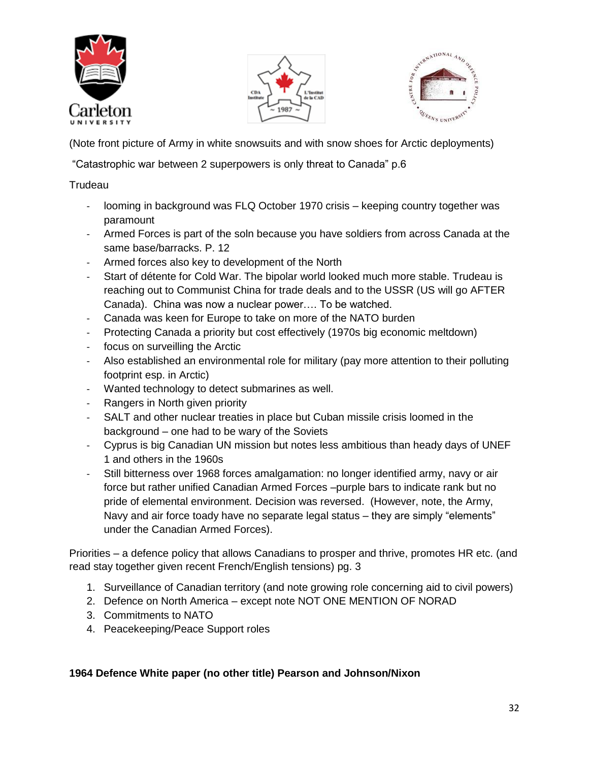(Note front picture of Army in white snowsuits and with snow shoes for Arctic deployments)

"Catastrophic war between 2 superpowers is only threat to Canada" p.6

Trudeau

- looming in background was FLQ October 1970 crisis – keeping country together was paramount
- Armed Forces is part of the soln because you have soldiers from across Canada at the same base/barracks. P. 12
- Armed forces also key to development of the North
- Start of détente for Cold War. The bipolar world looked much more stable. Trudeau is reaching out to Communist China for trade deals and to the USSR (US will go AFTER Canada). China was now a nuclear power…. To be watched.
- Canada was keen for Europe to take on more of the NATO burden
- Protecting Canada a priority but cost effectively (1970s big economic meltdown)
- focus on surveilling the Arctic
- Also established an environmental role for military (pay more attention to their polluting footprint esp. in Arctic)
- Wanted technology to detect submarines as well.
- Rangers in North given priority
- SALT and other nuclear treaties in place but Cuban missile crisis loomed in the background – one had to be wary of the Soviets
- Cyprus is big Canadian UN mission but notes less ambitious than heady days of UNEF 1 and others in the 1960s
- Still bitterness over 1968 forces amalgamation: no longer identified army, navy or air force but rather unified Canadian Armed Forces –purple bars to indicate rank but no pride of elemental environment. Decision was reversed. (However, note, the Army, Navy and air force toady have no separate legal status – they are simply "elements" under the Canadian Armed Forces).

Priorities – a defence policy that allows Canadians to prosper and thrive, promotes HR etc. (and read stay together given recent French/English tensions) pg. 3

1. Surveillance of Canadian territory (and note growing role concerning aid to civil powers)
2. Defence on North America – except note NOT ONE MENTION OF NORAD
3. Commitments to NATO
4. Peacekeeping/Peace Support roles

**1964 Defence White paper (no other title) Pearson and Johnson/Nixon**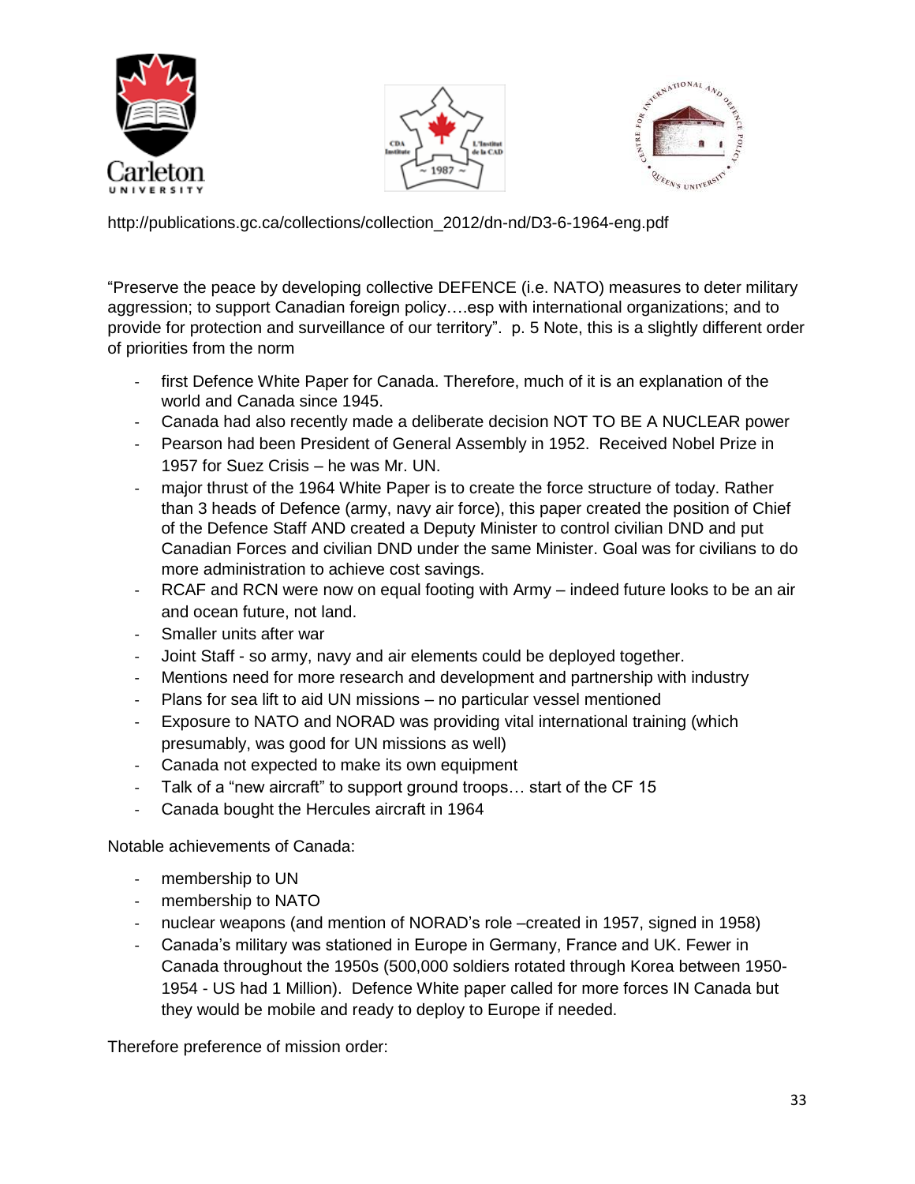http://publications.gc.ca/collections/collection_2012/dn-nd/D3-6-1964-eng.pdf

"Preserve the peace by developing collective DEFENCE (i.e. NATO) measures to deter military aggression; to support Canadian foreign policy….esp with international organizations; and to provide for protection and surveillance of our territory". p. 5 Note, this is a slightly different order of priorities from the norm

- first Defence White Paper for Canada. Therefore, much of it is an explanation of the world and Canada since 1945.
- Canada had also recently made a deliberate decision NOT TO BE A NUCLEAR power
- Pearson had been President of General Assembly in 1952. Received Nobel Prize in 1957 for Suez Crisis – he was Mr. UN.
- major thrust of the 1964 White Paper is to create the force structure of today. Rather than 3 heads of Defence (army, navy air force), this paper created the position of Chief of the Defence Staff AND created a Deputy Minister to control civilian DND and put Canadian Forces and civilian DND under the same Minister. Goal was for civilians to do more administration to achieve cost savings.
- RCAF and RCN were now on equal footing with Army – indeed future looks to be an air and ocean future, not land.
- Smaller units after war
- Joint Staff - so army, navy and air elements could be deployed together.
- Mentions need for more research and development and partnership with industry
- Plans for sea lift to aid UN missions – no particular vessel mentioned
- Exposure to NATO and NORAD was providing vital international training (which presumably, was good for UN missions as well)
- Canada not expected to make its own equipment
- Talk of a "new aircraft" to support ground troops… start of the CF 15
- Canada bought the Hercules aircraft in 1964

Notable achievements of Canada:

- membership to UN
- membership to NATO
- nuclear weapons (and mention of NORAD's role –created in 1957, signed in 1958)
- Canada's military was stationed in Europe in Germany, France and UK. Fewer in Canada throughout the 1950s (500,000 soldiers rotated through Korea between 1950-1954 - US had 1 Million). Defence White paper called for more forces IN Canada but they would be mobile and ready to deploy to Europe if needed.

Therefore preference of mission order: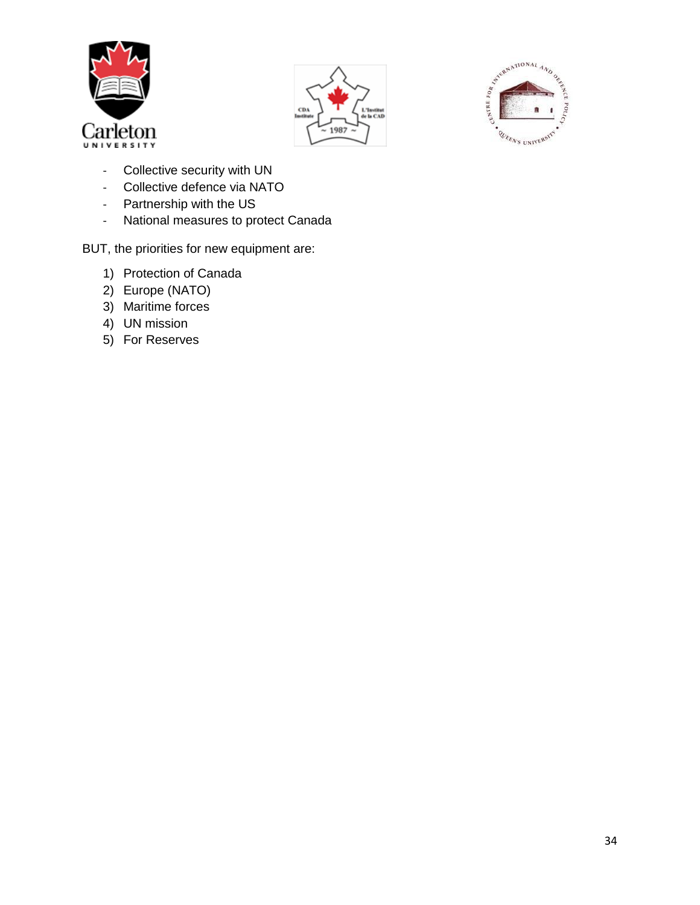- Collective security with UN
- Collective defence via NATO
- Partnership with the US
- National measures to protect Canada

BUT, the priorities for new equipment are:

1) Protection of Canada
2) Europe (NATO)
3) Maritime forces
4) UN mission
5) For Reserves